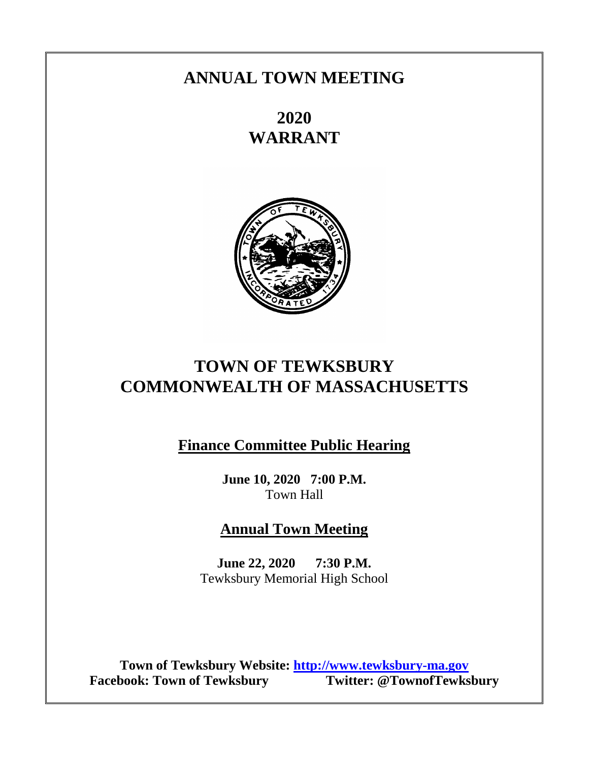# ANNUAL TOWN MEETING

## 2020
## WARRANT

# TOWN OF TEWKSBURY
# COMMONWEALTH OF MASSACHUSETTS

## Finance Committee Public Hearing

**June 10, 2020 7:00 P.M.**
Town Hall

## Annual Town Meeting

**June 22, 2020 7:30 P.M.**
Tewksbury Memorial High School

**Town of Tewksbury Website: [http://www.tewksbury-ma.gov](http://www.tewksbury-ma.gov)**
**Facebook: Town of Tewksbury Twitter: @TownofTewksbury**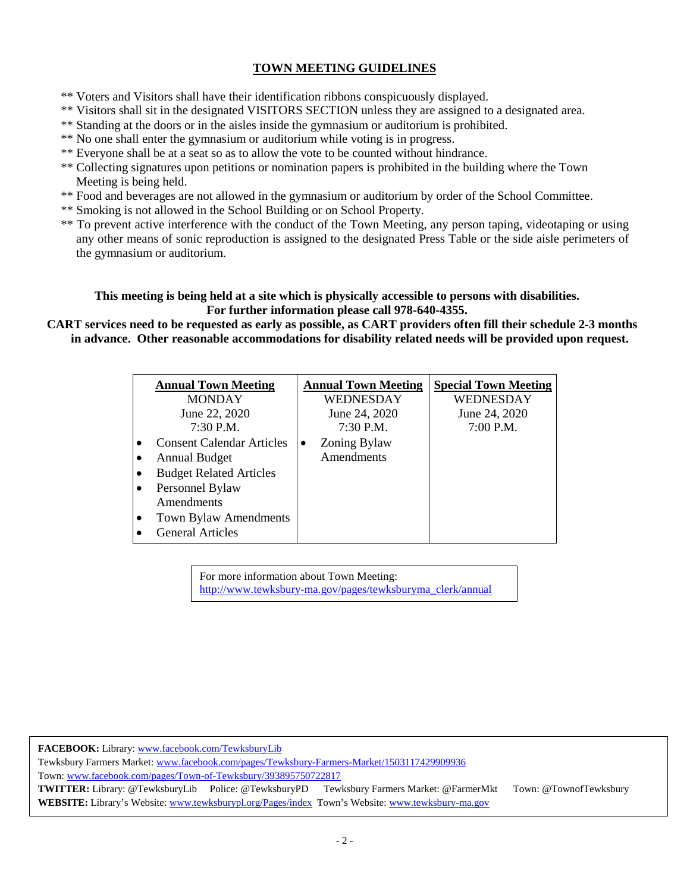## TOWN MEETING GUIDELINES

** Voters and Visitors shall have their identification ribbons conspicuously displayed.
** Visitors shall sit in the designated VISITORS SECTION unless they are assigned to a designated area.
** Standing at the doors or in the aisles inside the gymnasium or auditorium is prohibited.
** No one shall enter the gymnasium or auditorium while voting is in progress.
** Everyone shall be at a seat so as to allow the vote to be counted without hindrance.
** Collecting signatures upon petitions or nomination papers is prohibited in the building where the Town Meeting is being held.
** Food and beverages are not allowed in the gymnasium or auditorium by order of the School Committee.
** Smoking is not allowed in the School Building or on School Property.
** To prevent active interference with the conduct of the Town Meeting, any person taping, videotaping or using any other means of sonic reproduction is assigned to the designated Press Table or the side aisle perimeters of the gymnasium or auditorium.

**This meeting is being held at a site which is physically accessible to persons with disabilities. For further information please call 978-640-4355.**

**CART services need to be requested as early as possible, as CART providers often fill their schedule 2-3 months in advance. Other reasonable accommodations for disability related needs will be provided upon request.**

| Annual Town Meeting | Annual Town Meeting | Special Town Meeting |
|---|---|---|
| MONDAY<br>June 22, 2020<br>7:30 P.M. | WEDNESDAY<br>June 24, 2020<br>7:30 P.M. | WEDNESDAY<br>June 24, 2020<br>7:00 P.M. |
| • Consent Calendar Articles<br>• Annual Budget<br>• Budget Related Articles<br>• Personnel Bylaw Amendments<br>• Town Bylaw Amendments<br>• General Articles | • Zoning Bylaw Amendments | |

For more information about Town Meeting:
http://www.tewksbury-ma.gov/pages/tewksburyma_clerk/annual

**FACEBOOK:** Library: www.facebook.com/TewksburyLib
Tewksbury Farmers Market: www.facebook.com/pages/Tewksbury-Farmers-Market/1503117429909936
Town: www.facebook.com/pages/Town-of-Tewksbury/393895750722817
**TWITTER:** Library: @TewksburyLib Police: @TewksburyPD Tewksbury Farmers Market: @FarmerMkt Town: @TownofTewksbury
**WEBSITE:** Library's Website: www.tewksburypl.org/Pages/index Town's Website: www.tewksbury-ma.gov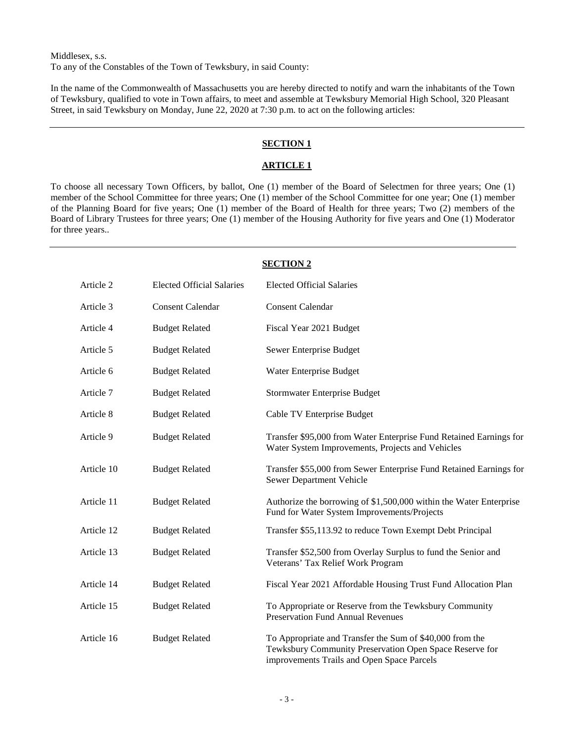Middlesex, s.s.
To any of the Constables of the Town of Tewksbury, in said County:

In the name of the Commonwealth of Massachusetts you are hereby directed to notify and warn the inhabitants of the Town of Tewksbury, qualified to vote in Town affairs, to meet and assemble at Tewksbury Memorial High School, 320 Pleasant Street, in said Tewksbury on Monday, June 22, 2020 at 7:30 p.m. to act on the following articles:

---

## SECTION 1

### ARTICLE 1

To choose all necessary Town Officers, by ballot, One (1) member of the Board of Selectmen for three years; One (1) member of the School Committee for three years; One (1) member of the School Committee for one year; One (1) member of the Planning Board for five years; One (1) member of the Board of Health for three years; Two (2) members of the Board of Library Trustees for three years; One (1) member of the Housing Authority for five years and One (1) Moderator for three years..

---

## SECTION 2

| | | |
|---|---|---|
| Article 2 | Elected Official Salaries | Elected Official Salaries |
| Article 3 | Consent Calendar | Consent Calendar |
| Article 4 | Budget Related | Fiscal Year 2021 Budget |
| Article 5 | Budget Related | Sewer Enterprise Budget |
| Article 6 | Budget Related | Water Enterprise Budget |
| Article 7 | Budget Related | Stormwater Enterprise Budget |
| Article 8 | Budget Related | Cable TV Enterprise Budget |
| Article 9 | Budget Related | Transfer $95,000 from Water Enterprise Fund Retained Earnings for Water System Improvements, Projects and Vehicles |
| Article 10 | Budget Related | Transfer $55,000 from Sewer Enterprise Fund Retained Earnings for Sewer Department Vehicle |
| Article 11 | Budget Related | Authorize the borrowing of $1,500,000 within the Water Enterprise Fund for Water System Improvements/Projects |
| Article 12 | Budget Related | Transfer $55,113.92 to reduce Town Exempt Debt Principal |
| Article 13 | Budget Related | Transfer $52,500 from Overlay Surplus to fund the Senior and Veterans' Tax Relief Work Program |
| Article 14 | Budget Related | Fiscal Year 2021 Affordable Housing Trust Fund Allocation Plan |
| Article 15 | Budget Related | To Appropriate or Reserve from the Tewksbury Community Preservation Fund Annual Revenues |
| Article 16 | Budget Related | To Appropriate and Transfer the Sum of $40,000 from the Tewksbury Community Preservation Open Space Reserve for improvements Trails and Open Space Parcels |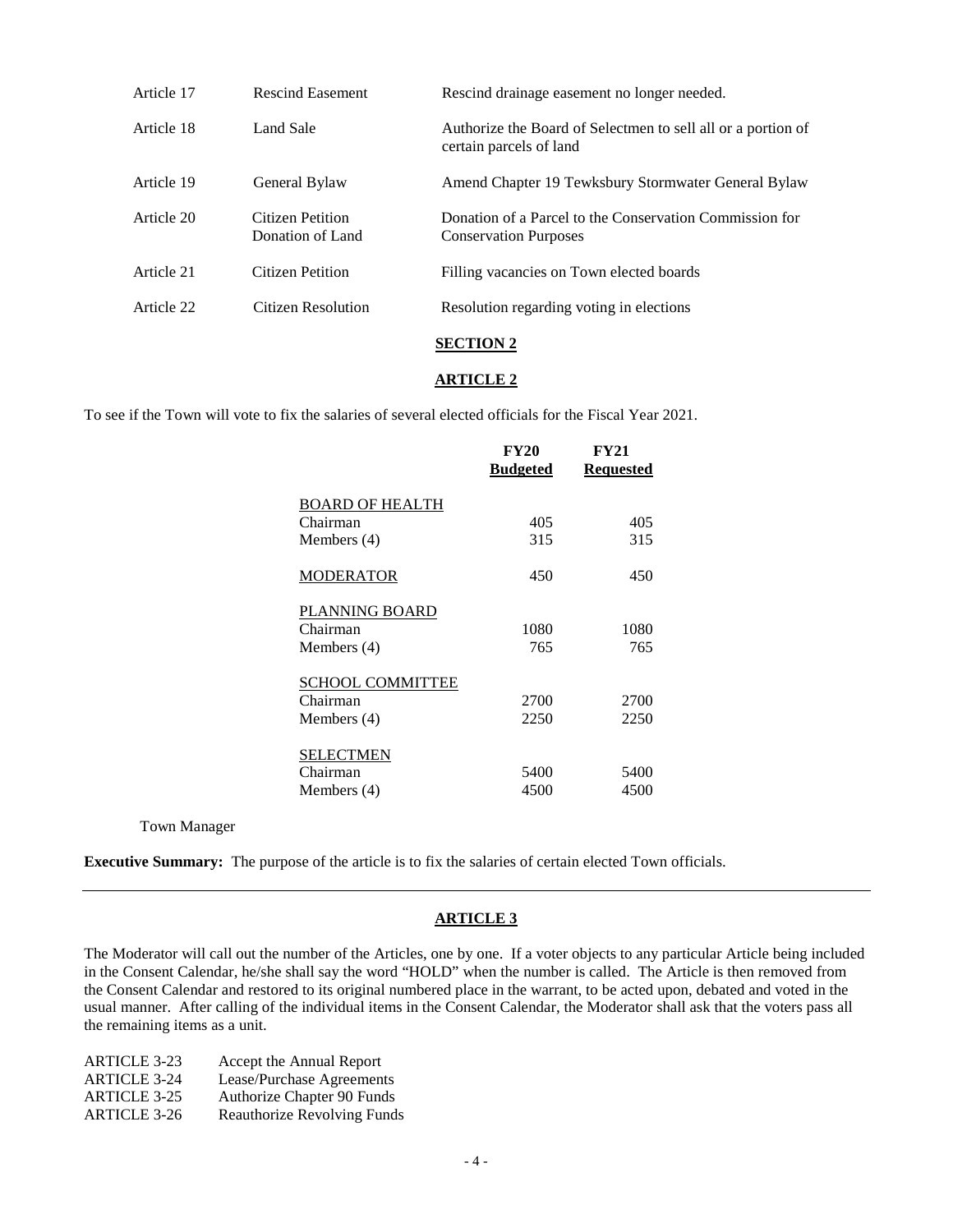| | | |
|---|---|---|
| Article 17 | Rescind Easement | Rescind drainage easement no longer needed. |
| Article 18 | Land Sale | Authorize the Board of Selectmen to sell all or a portion of certain parcels of land |
| Article 19 | General Bylaw | Amend Chapter 19 Tewksbury Stormwater General Bylaw |
| Article 20 | Citizen Petition Donation of Land | Donation of a Parcel to the Conservation Commission for Conservation Purposes |
| Article 21 | Citizen Petition | Filling vacancies on Town elected boards |
| Article 22 | Citizen Resolution | Resolution regarding voting in elections |

## SECTION 2

### ARTICLE 2

To see if the Town will vote to fix the salaries of several elected officials for the Fiscal Year 2021.

| | FY20 Budgeted | FY21 Requested |
|---|---|---|
| BOARD OF HEALTH | | |
| Chairman | 405 | 405 |
| Members (4) | 315 | 315 |
| MODERATOR | 450 | 450 |
| PLANNING BOARD | | |
| Chairman | 1080 | 1080 |
| Members (4) | 765 | 765 |
| SCHOOL COMMITTEE | | |
| Chairman | 2700 | 2700 |
| Members (4) | 2250 | 2250 |
| SELECTMEN | | |
| Chairman | 5400 | 5400 |
| Members (4) | 4500 | 4500 |

Town Manager

**Executive Summary:** The purpose of the article is to fix the salaries of certain elected Town officials.

---

### ARTICLE 3

The Moderator will call out the number of the Articles, one by one. If a voter objects to any particular Article being included in the Consent Calendar, he/she shall say the word "HOLD" when the number is called. The Article is then removed from the Consent Calendar and restored to its original numbered place in the warrant, to be acted upon, debated and voted in the usual manner. After calling of the individual items in the Consent Calendar, the Moderator shall ask that the voters pass all the remaining items as a unit.

| | |
|---|---|
| ARTICLE 3-23 | Accept the Annual Report |
| ARTICLE 3-24 | Lease/Purchase Agreements |
| ARTICLE 3-25 | Authorize Chapter 90 Funds |
| ARTICLE 3-26 | Reauthorize Revolving Funds |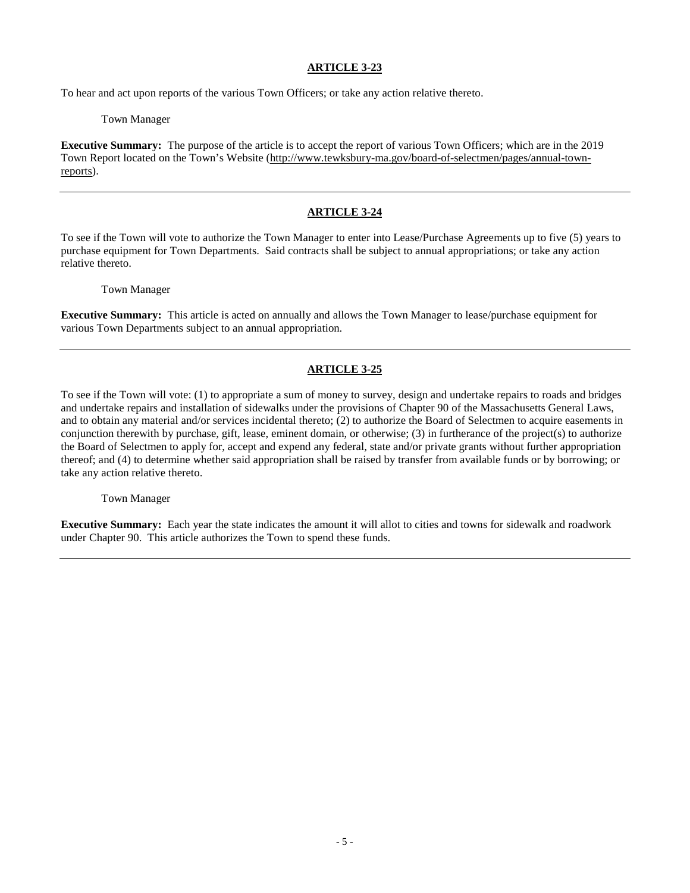## ARTICLE 3-23

To hear and act upon reports of the various Town Officers; or take any action relative thereto.

Town Manager

**Executive Summary:** The purpose of the article is to accept the report of various Town Officers; which are in the 2019 Town Report located on the Town's Website (http://www.tewksbury-ma.gov/board-of-selectmen/pages/annual-town-reports).

---

## ARTICLE 3-24

To see if the Town will vote to authorize the Town Manager to enter into Lease/Purchase Agreements up to five (5) years to purchase equipment for Town Departments. Said contracts shall be subject to annual appropriations; or take any action relative thereto.

Town Manager

**Executive Summary:** This article is acted on annually and allows the Town Manager to lease/purchase equipment for various Town Departments subject to an annual appropriation.

---

## ARTICLE 3-25

To see if the Town will vote: (1) to appropriate a sum of money to survey, design and undertake repairs to roads and bridges and undertake repairs and installation of sidewalks under the provisions of Chapter 90 of the Massachusetts General Laws, and to obtain any material and/or services incidental thereto; (2) to authorize the Board of Selectmen to acquire easements in conjunction therewith by purchase, gift, lease, eminent domain, or otherwise; (3) in furtherance of the project(s) to authorize the Board of Selectmen to apply for, accept and expend any federal, state and/or private grants without further appropriation thereof; and (4) to determine whether said appropriation shall be raised by transfer from available funds or by borrowing; or take any action relative thereto.

Town Manager

**Executive Summary:** Each year the state indicates the amount it will allot to cities and towns for sidewalk and roadwork under Chapter 90. This article authorizes the Town to spend these funds.

---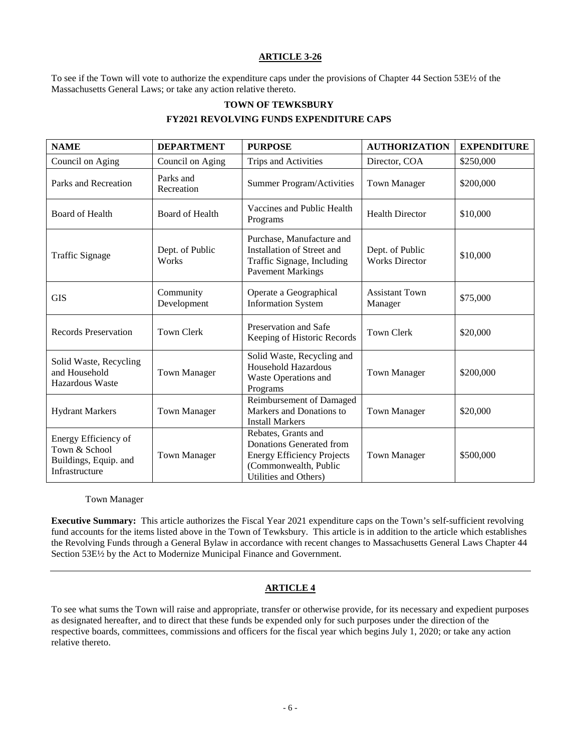## ARTICLE 3-26

To see if the Town will vote to authorize the expenditure caps under the provisions of Chapter 44 Section 53E½ of the Massachusetts General Laws; or take any action relative thereto.

### TOWN OF TEWKSBURY

### FY2021 REVOLVING FUNDS EXPENDITURE CAPS

| NAME | DEPARTMENT | PURPOSE | AUTHORIZATION | EXPENDITURE |
|---|---|---|---|---|
| Council on Aging | Council on Aging | Trips and Activities | Director, COA | $250,000 |
| Parks and Recreation | Parks and Recreation | Summer Program/Activities | Town Manager | $200,000 |
| Board of Health | Board of Health | Vaccines and Public Health Programs | Health Director | $10,000 |
| Traffic Signage | Dept. of Public Works | Purchase, Manufacture and Installation of Street and Traffic Signage, Including Pavement Markings | Dept. of Public Works Director | $10,000 |
| GIS | Community Development | Operate a Geographical Information System | Assistant Town Manager | $75,000 |
| Records Preservation | Town Clerk | Preservation and Safe Keeping of Historic Records | Town Clerk | $20,000 |
| Solid Waste, Recycling and Household Hazardous Waste | Town Manager | Solid Waste, Recycling and Household Hazardous Waste Operations and Programs | Town Manager | $200,000 |
| Hydrant Markers | Town Manager | Reimbursement of Damaged Markers and Donations to Install Markers | Town Manager | $20,000 |
| Energy Efficiency of Town & School Buildings, Equip. and Infrastructure | Town Manager | Rebates, Grants and Donations Generated from Energy Efficiency Projects (Commonwealth, Public Utilities and Others) | Town Manager | $500,000 |

Town Manager

**Executive Summary:** This article authorizes the Fiscal Year 2021 expenditure caps on the Town's self-sufficient revolving fund accounts for the items listed above in the Town of Tewksbury. This article is in addition to the article which establishes the Revolving Funds through a General Bylaw in accordance with recent changes to Massachusetts General Laws Chapter 44 Section 53E½ by the Act to Modernize Municipal Finance and Government.

---

## ARTICLE 4

To see what sums the Town will raise and appropriate, transfer or otherwise provide, for its necessary and expedient purposes as designated hereafter, and to direct that these funds be expended only for such purposes under the direction of the respective boards, committees, commissions and officers for the fiscal year which begins July 1, 2020; or take any action relative thereto.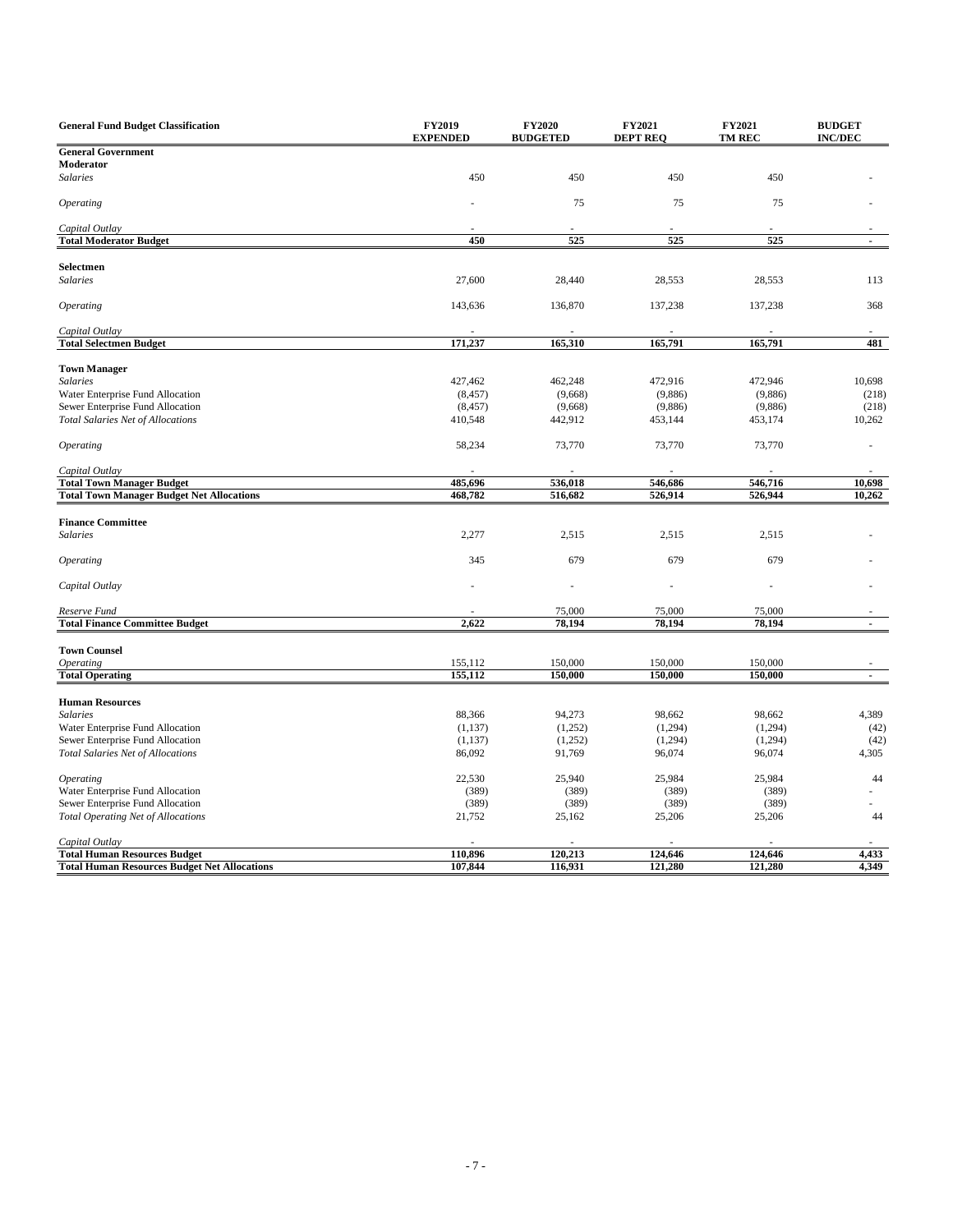| General Fund Budget Classification | FY2019 EXPENDED | FY2020 BUDGETED | FY2021 DEPT REQ | FY2021 TM REC | BUDGET INC/DEC |
|---|---|---|---|---|---|
| **General Government** | | | | | |
| **Moderator** | | | | | |
| *Salaries* | 450 | 450 | 450 | 450 | - |
| *Operating* | - | 75 | 75 | 75 | - |
| *Capital Outlay* | - | - | - | - | - |
| **Total Moderator Budget** | **450** | **525** | **525** | **525** | **-** |
| **Selectmen** | | | | | |
| *Salaries* | 27,600 | 28,440 | 28,553 | 28,553 | 113 |
| *Operating* | 143,636 | 136,870 | 137,238 | 137,238 | 368 |
| *Capital Outlay* | - | - | - | - | - |
| **Total Selectmen Budget** | **171,237** | **165,310** | **165,791** | **165,791** | **481** |
| **Town Manager** | | | | | |
| *Salaries* | 427,462 | 462,248 | 472,916 | 472,946 | 10,698 |
| Water Enterprise Fund Allocation | (8,457) | (9,668) | (9,886) | (9,886) | (218) |
| Sewer Enterprise Fund Allocation | (8,457) | (9,668) | (9,886) | (9,886) | (218) |
| *Total Salaries Net of Allocations* | 410,548 | 442,912 | 453,144 | 453,174 | 10,262 |
| *Operating* | 58,234 | 73,770 | 73,770 | 73,770 | - |
| *Capital Outlay* | - | - | - | - | - |
| **Total Town Manager Budget** | **485,696** | **536,018** | **546,686** | **546,716** | **10,698** |
| **Total Town Manager Budget Net Allocations** | **468,782** | **516,682** | **526,914** | **526,944** | **10,262** |
| **Finance Committee** | | | | | |
| *Salaries* | 2,277 | 2,515 | 2,515 | 2,515 | - |
| *Operating* | 345 | 679 | 679 | 679 | - |
| *Capital Outlay* | - | - | - | - | - |
| *Reserve Fund* | - | 75,000 | 75,000 | 75,000 | - |
| **Total Finance Committee Budget** | **2,622** | **78,194** | **78,194** | **78,194** | **-** |
| **Town Counsel** | | | | | |
| *Operating* | 155,112 | 150,000 | 150,000 | 150,000 | - |
| **Total Operating** | **155,112** | **150,000** | **150,000** | **150,000** | **-** |
| **Human Resources** | | | | | |
| *Salaries* | 88,366 | 94,273 | 98,662 | 98,662 | 4,389 |
| Water Enterprise Fund Allocation | (1,137) | (1,252) | (1,294) | (1,294) | (42) |
| Sewer Enterprise Fund Allocation | (1,137) | (1,252) | (1,294) | (1,294) | (42) |
| *Total Salaries Net of Allocations* | 86,092 | 91,769 | 96,074 | 96,074 | 4,305 |
| *Operating* | 22,530 | 25,940 | 25,984 | 25,984 | 44 |
| Water Enterprise Fund Allocation | (389) | (389) | (389) | (389) | - |
| Sewer Enterprise Fund Allocation | (389) | (389) | (389) | (389) | - |
| *Total Operating Net of Allocations* | 21,752 | 25,162 | 25,206 | 25,206 | 44 |
| *Capital Outlay* | - | - | - | - | - |
| **Total Human Resources Budget** | **110,896** | **120,213** | **124,646** | **124,646** | **4,433** |
| **Total Human Resources Budget Net Allocations** | **107,844** | **116,931** | **121,280** | **121,280** | **4,349** |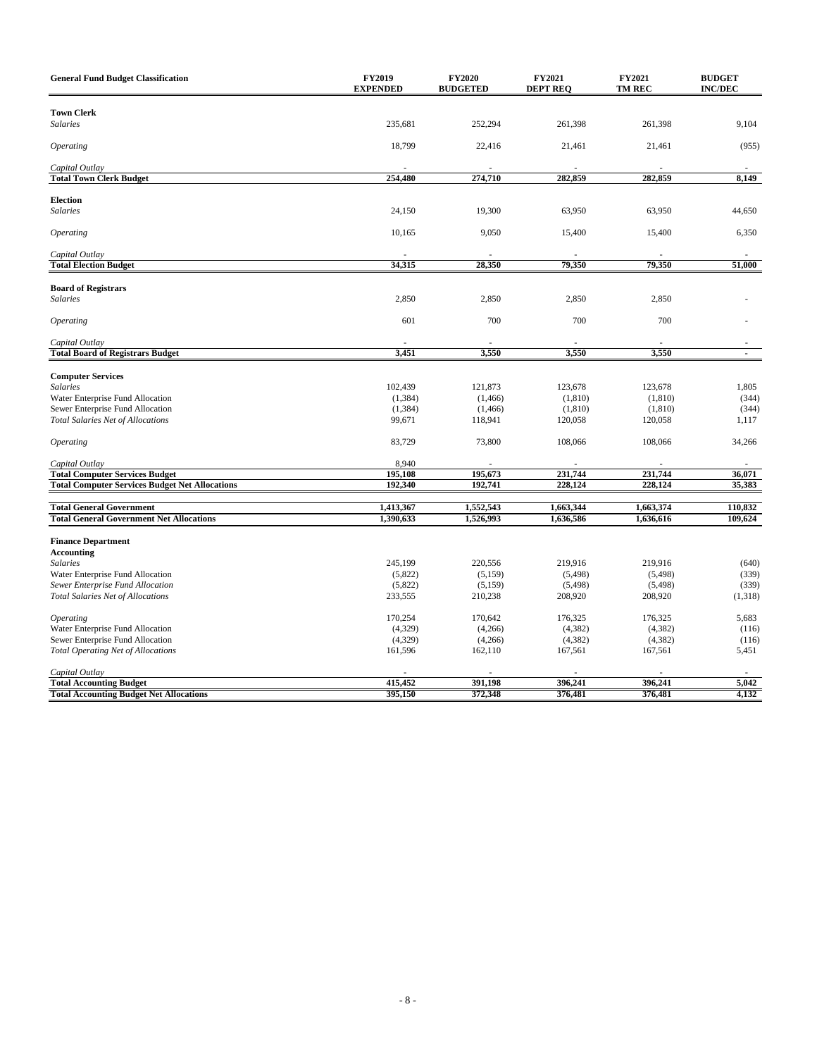| General Fund Budget Classification | FY2019 EXPENDED | FY2020 BUDGETED | FY2021 DEPT REQ | FY2021 TM REC | BUDGET INC/DEC |
|---|---|---|---|---|---|
| **Town Clerk** | | | | | |
| *Salaries* | 235,681 | 252,294 | 261,398 | 261,398 | 9,104 |
| *Operating* | 18,799 | 22,416 | 21,461 | 21,461 | (955) |
| *Capital Outlay* | - | - | - | - | - |
| **Total Town Clerk Budget** | **254,480** | **274,710** | **282,859** | **282,859** | **8,149** |
| **Election** | | | | | |
| *Salaries* | 24,150 | 19,300 | 63,950 | 63,950 | 44,650 |
| *Operating* | 10,165 | 9,050 | 15,400 | 15,400 | 6,350 |
| *Capital Outlay* | - | - | - | - | - |
| **Total Election Budget** | **34,315** | **28,350** | **79,350** | **79,350** | **51,000** |
| **Board of Registrars** | | | | | |
| *Salaries* | 2,850 | 2,850 | 2,850 | 2,850 | - |
| *Operating* | 601 | 700 | 700 | 700 | - |
| *Capital Outlay* | - | - | - | - | - |
| **Total Board of Registrars Budget** | **3,451** | **3,550** | **3,550** | **3,550** | **-** |
| **Computer Services** | | | | | |
| *Salaries* | 102,439 | 121,873 | 123,678 | 123,678 | 1,805 |
| Water Enterprise Fund Allocation | (1,384) | (1,466) | (1,810) | (1,810) | (344) |
| Sewer Enterprise Fund Allocation | (1,384) | (1,466) | (1,810) | (1,810) | (344) |
| *Total Salaries Net of Allocations* | 99,671 | 118,941 | 120,058 | 120,058 | 1,117 |
| *Operating* | 83,729 | 73,800 | 108,066 | 108,066 | 34,266 |
| *Capital Outlay* | 8,940 | - | - | - | - |
| **Total Computer Services Budget** | **195,108** | **195,673** | **231,744** | **231,744** | **36,071** |
| **Total Computer Services Budget Net Allocations** | **192,340** | **192,741** | **228,124** | **228,124** | **35,383** |
| **Total General Government** | **1,413,367** | **1,552,543** | **1,663,344** | **1,663,374** | **110,832** |
| **Total General Government Net Allocations** | **1,390,633** | **1,526,993** | **1,636,586** | **1,636,616** | **109,624** |
| **Finance Department** | | | | | |
| **Accounting** | | | | | |
| *Salaries* | 245,199 | 220,556 | 219,916 | 219,916 | (640) |
| Water Enterprise Fund Allocation | (5,822) | (5,159) | (5,498) | (5,498) | (339) |
| *Sewer Enterprise Fund Allocation* | (5,822) | (5,159) | (5,498) | (5,498) | (339) |
| *Total Salaries Net of Allocations* | 233,555 | 210,238 | 208,920 | 208,920 | (1,318) |
| *Operating* | 170,254 | 170,642 | 176,325 | 176,325 | 5,683 |
| Water Enterprise Fund Allocation | (4,329) | (4,266) | (4,382) | (4,382) | (116) |
| Sewer Enterprise Fund Allocation | (4,329) | (4,266) | (4,382) | (4,382) | (116) |
| *Total Operating Net of Allocations* | 161,596 | 162,110 | 167,561 | 167,561 | 5,451 |
| *Capital Outlay* | - | - | - | - | - |
| **Total Accounting Budget** | **415,452** | **391,198** | **396,241** | **396,241** | **5,042** |
| **Total Accounting Budget Net Allocations** | **395,150** | **372,348** | **376,481** | **376,481** | **4,132** |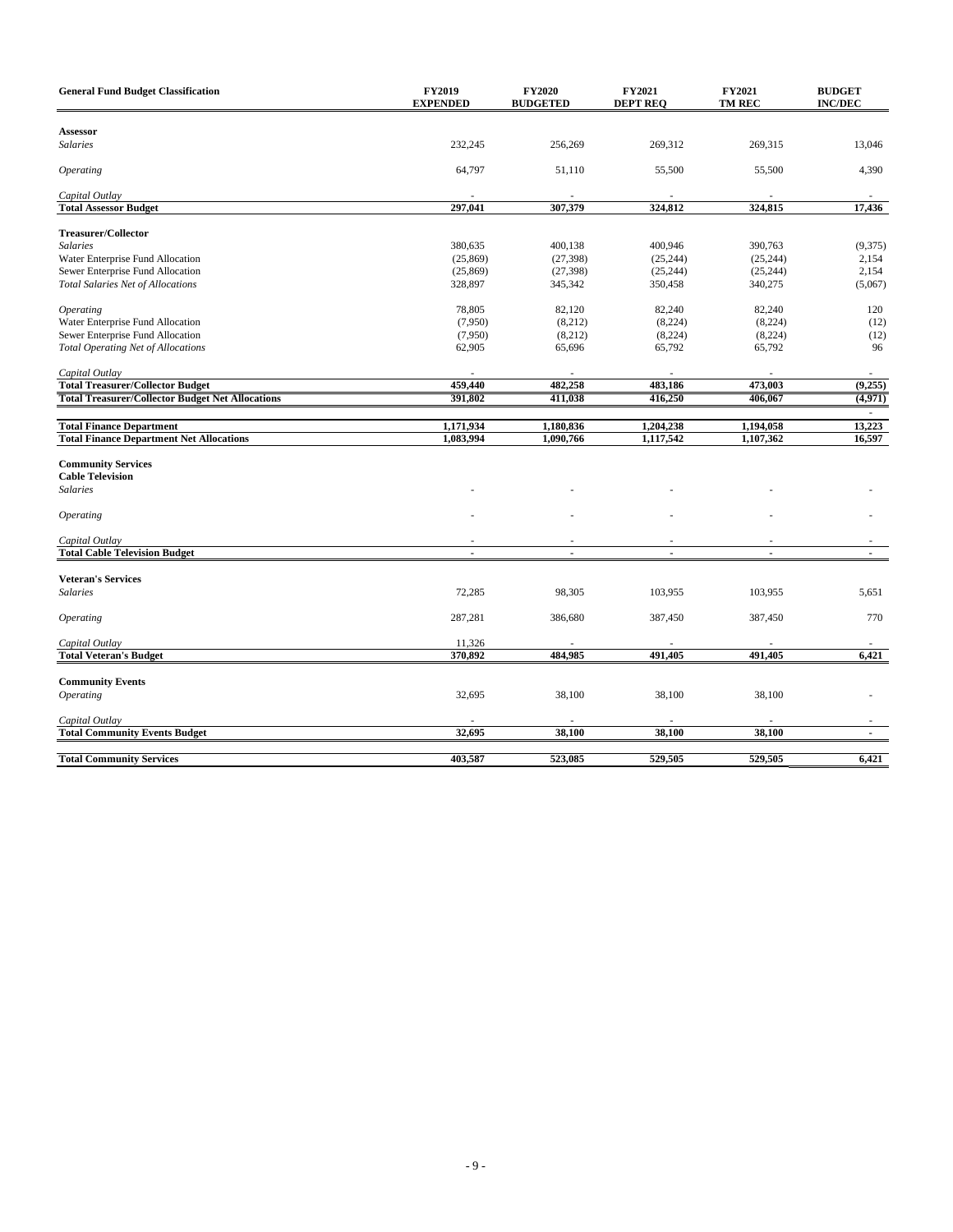| General Fund Budget Classification | FY2019 EXPENDED | FY2020 BUDGETED | FY2021 DEPT REQ | FY2021 TM REC | BUDGET INC/DEC |
|---|---|---|---|---|---|
| **Assessor** | | | | | |
| *Salaries* | 232,245 | 256,269 | 269,312 | 269,315 | 13,046 |
| *Operating* | 64,797 | 51,110 | 55,500 | 55,500 | 4,390 |
| *Capital Outlay* | - | - | - | - | - |
| **Total Assessor Budget** | **297,041** | **307,379** | **324,812** | **324,815** | **17,436** |
| **Treasurer/Collector** | | | | | |
| *Salaries* | 380,635 | 400,138 | 400,946 | 390,763 | (9,375) |
| Water Enterprise Fund Allocation | (25,869) | (27,398) | (25,244) | (25,244) | 2,154 |
| Sewer Enterprise Fund Allocation | (25,869) | (27,398) | (25,244) | (25,244) | 2,154 |
| *Total Salaries Net of Allocations* | 328,897 | 345,342 | 350,458 | 340,275 | (5,067) |
| *Operating* | 78,805 | 82,120 | 82,240 | 82,240 | 120 |
| Water Enterprise Fund Allocation | (7,950) | (8,212) | (8,224) | (8,224) | (12) |
| Sewer Enterprise Fund Allocation | (7,950) | (8,212) | (8,224) | (8,224) | (12) |
| *Total Operating Net of Allocations* | 62,905 | 65,696 | 65,792 | 65,792 | 96 |
| *Capital Outlay* | - | - | - | - | - |
| **Total Treasurer/Collector Budget** | **459,440** | **482,258** | **483,186** | **473,003** | **(9,255)** |
| **Total Treasurer/Collector Budget Net Allocations** | **391,802** | **411,038** | **416,250** | **406,067** | **(4,971)** |
| | | | | | - |
| **Total Finance Department** | **1,171,934** | **1,180,836** | **1,204,238** | **1,194,058** | **13,223** |
| **Total Finance Department Net Allocations** | **1,083,994** | **1,090,766** | **1,117,542** | **1,107,362** | **16,597** |
| **Community Services** | | | | | |
| **Cable Television** | | | | | |
| *Salaries* | - | - | - | - | - |
| *Operating* | - | - | - | - | - |
| *Capital Outlay* | - | - | - | - | - |
| **Total Cable Television Budget** | **-** | **-** | **-** | **-** | **-** |
| **Veteran's Services** | | | | | |
| *Salaries* | 72,285 | 98,305 | 103,955 | 103,955 | 5,651 |
| *Operating* | 287,281 | 386,680 | 387,450 | 387,450 | 770 |
| *Capital Outlay* | 11,326 | - | - | - | - |
| **Total Veteran's Budget** | **370,892** | **484,985** | **491,405** | **491,405** | **6,421** |
| **Community Events** | | | | | |
| *Operating* | 32,695 | 38,100 | 38,100 | 38,100 | - |
| *Capital Outlay* | - | - | - | - | - |
| **Total Community Events Budget** | **32,695** | **38,100** | **38,100** | **38,100** | **-** |
| **Total Community Services** | **403,587** | **523,085** | **529,505** | **529,505** | **6,421** |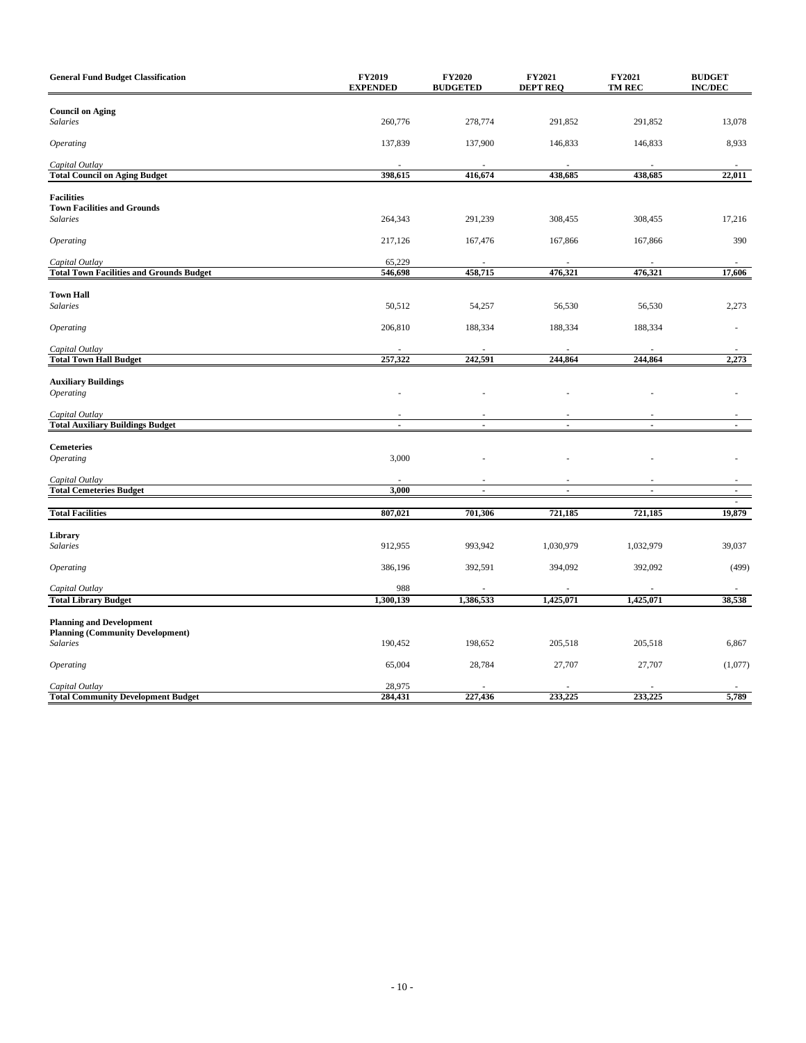| General Fund Budget Classification | FY2019 EXPENDED | FY2020 BUDGETED | FY2021 DEPT REQ | FY2021 TM REC | BUDGET INC/DEC |
|---|---|---|---|---|---|
| **Council on Aging** | | | | | |
| *Salaries* | 260,776 | 278,774 | 291,852 | 291,852 | 13,078 |
| *Operating* | 137,839 | 137,900 | 146,833 | 146,833 | 8,933 |
| *Capital Outlay* | - | - | - | - | - |
| **Total Council on Aging Budget** | **398,615** | **416,674** | **438,685** | **438,685** | **22,011** |
| **Facilities** | | | | | |
| **Town Facilities and Grounds** | | | | | |
| *Salaries* | 264,343 | 291,239 | 308,455 | 308,455 | 17,216 |
| *Operating* | 217,126 | 167,476 | 167,866 | 167,866 | 390 |
| *Capital Outlay* | 65,229 | - | - | - | - |
| **Total Town Facilities and Grounds Budget** | **546,698** | **458,715** | **476,321** | **476,321** | **17,606** |
| **Town Hall** | | | | | |
| *Salaries* | 50,512 | 54,257 | 56,530 | 56,530 | 2,273 |
| *Operating* | 206,810 | 188,334 | 188,334 | 188,334 | - |
| *Capital Outlay* | - | - | - | - | - |
| **Total Town Hall Budget** | **257,322** | **242,591** | **244,864** | **244,864** | **2,273** |
| **Auxiliary Buildings** | | | | | |
| *Operating* | - | - | - | - | - |
| *Capital Outlay* | - | - | - | - | - |
| **Total Auxiliary Buildings Budget** | **-** | **-** | **-** | **-** | **-** |
| **Cemeteries** | | | | | |
| *Operating* | 3,000 | - | - | - | - |
| *Capital Outlay* | - | - | - | - | - |
| **Total Cemeteries Budget** | **3,000** | **-** | **-** | **-** | **-** |
| | | | | | - |
| **Total Facilities** | **807,021** | **701,306** | **721,185** | **721,185** | **19,879** |
| **Library** | | | | | |
| *Salaries* | 912,955 | 993,942 | 1,030,979 | 1,032,979 | 39,037 |
| *Operating* | 386,196 | 392,591 | 394,092 | 392,092 | (499) |
| *Capital Outlay* | 988 | - | - | - | - |
| **Total Library Budget** | **1,300,139** | **1,386,533** | **1,425,071** | **1,425,071** | **38,538** |
| **Planning and Development** | | | | | |
| **Planning (Community Development)** | | | | | |
| *Salaries* | 190,452 | 198,652 | 205,518 | 205,518 | 6,867 |
| *Operating* | 65,004 | 28,784 | 27,707 | 27,707 | (1,077) |
| *Capital Outlay* | 28,975 | - | - | - | - |
| **Total Community Development Budget** | **284,431** | **227,436** | **233,225** | **233,225** | **5,789** |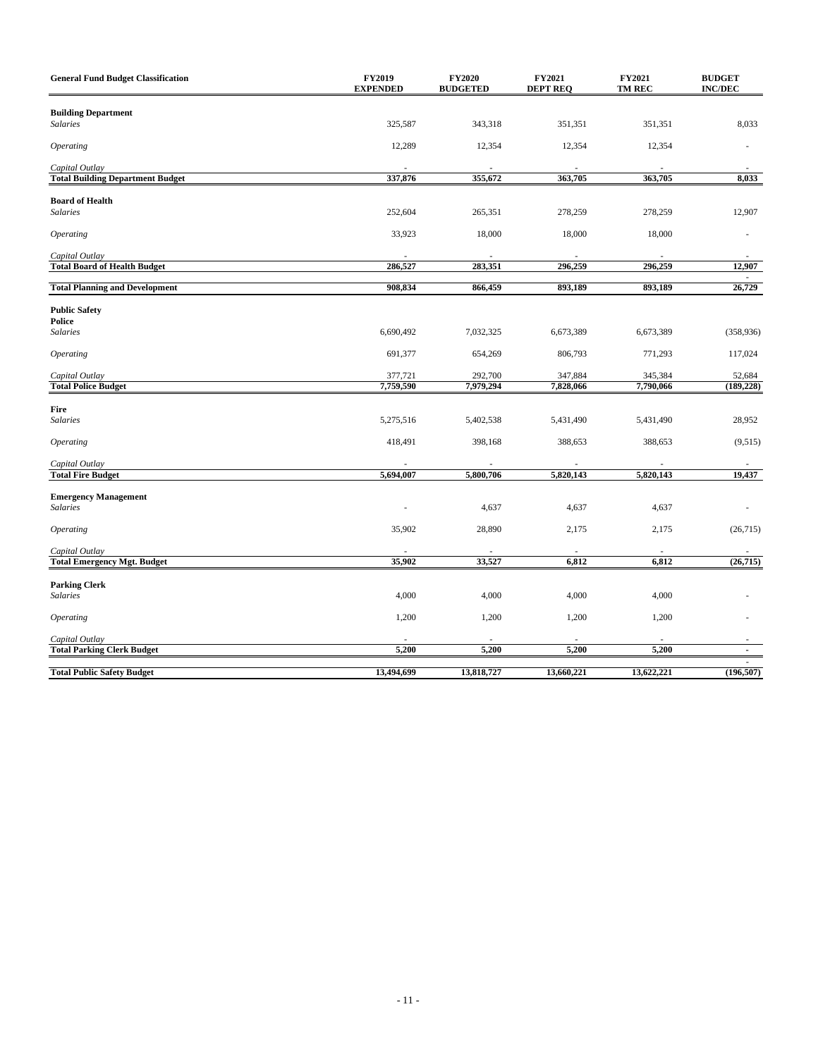| General Fund Budget Classification | FY2019 EXPENDED | FY2020 BUDGETED | FY2021 DEPT REQ | FY2021 TM REC | BUDGET INC/DEC |
|---|---|---|---|---|---|
| **Building Department** | | | | | |
| *Salaries* | 325,587 | 343,318 | 351,351 | 351,351 | 8,033 |
| *Operating* | 12,289 | 12,354 | 12,354 | 12,354 | - |
| *Capital Outlay* | - | - | - | - | - |
| **Total Building Department Budget** | **337,876** | **355,672** | **363,705** | **363,705** | **8,033** |
| **Board of Health** | | | | | |
| *Salaries* | 252,604 | 265,351 | 278,259 | 278,259 | 12,907 |
| *Operating* | 33,923 | 18,000 | 18,000 | 18,000 | - |
| *Capital Outlay* | - | - | - | - | - |
| **Total Board of Health Budget** | **286,527** | **283,351** | **296,259** | **296,259** | **12,907** |
| | | | | | - |
| **Total Planning and Development** | **908,834** | **866,459** | **893,189** | **893,189** | **26,729** |
| **Public Safety** | | | | | |
| **Police** | | | | | |
| *Salaries* | 6,690,492 | 7,032,325 | 6,673,389 | 6,673,389 | (358,936) |
| *Operating* | 691,377 | 654,269 | 806,793 | 771,293 | 117,024 |
| *Capital Outlay* | 377,721 | 292,700 | 347,884 | 345,384 | 52,684 |
| **Total Police Budget** | **7,759,590** | **7,979,294** | **7,828,066** | **7,790,066** | **(189,228)** |
| **Fire** | | | | | |
| *Salaries* | 5,275,516 | 5,402,538 | 5,431,490 | 5,431,490 | 28,952 |
| *Operating* | 418,491 | 398,168 | 388,653 | 388,653 | (9,515) |
| *Capital Outlay* | - | - | - | - | - |
| **Total Fire Budget** | **5,694,007** | **5,800,706** | **5,820,143** | **5,820,143** | **19,437** |
| **Emergency Management** | | | | | |
| *Salaries* | - | 4,637 | 4,637 | 4,637 | - |
| *Operating* | 35,902 | 28,890 | 2,175 | 2,175 | (26,715) |
| *Capital Outlay* | - | - | - | - | - |
| **Total Emergency Mgt. Budget** | **35,902** | **33,527** | **6,812** | **6,812** | **(26,715)** |
| **Parking Clerk** | | | | | |
| *Salaries* | 4,000 | 4,000 | 4,000 | 4,000 | - |
| *Operating* | 1,200 | 1,200 | 1,200 | 1,200 | - |
| *Capital Outlay* | - | - | - | - | - |
| **Total Parking Clerk Budget** | **5,200** | **5,200** | **5,200** | **5,200** | **-** |
| | | | | | - |
| **Total Public Safety Budget** | **13,494,699** | **13,818,727** | **13,660,221** | **13,622,221** | **(196,507)** |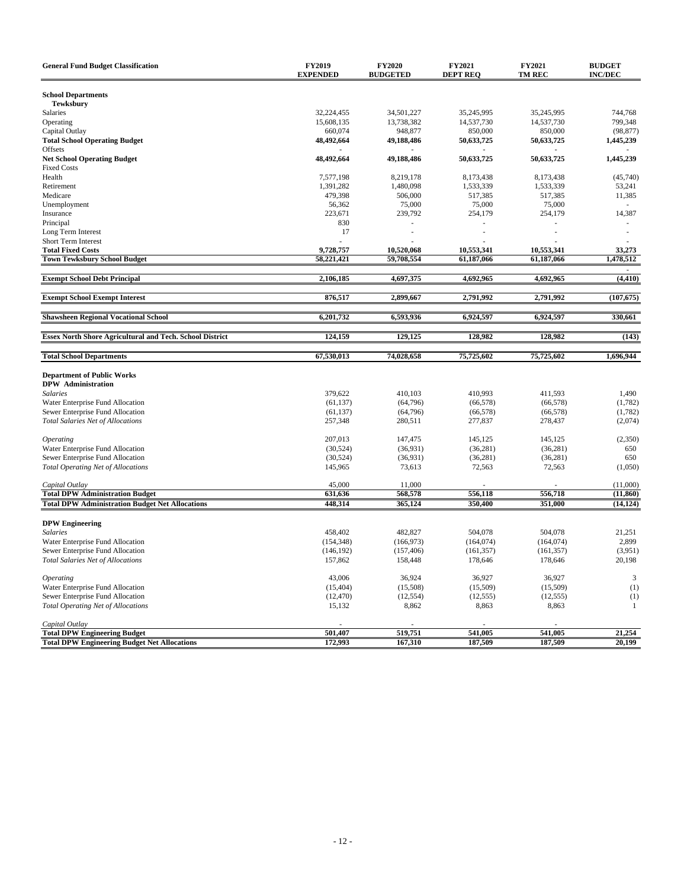| General Fund Budget Classification | FY2019 EXPENDED | FY2020 BUDGETED | FY2021 DEPT REQ | FY2021 TM REC | BUDGET INC/DEC |
|---|---|---|---|---|---|
| **School Departments** | | | | | |
| **Tewksbury** | | | | | |
| Salaries | 32,224,455 | 34,501,227 | 35,245,995 | 35,245,995 | 744,768 |
| Operating | 15,608,135 | 13,738,382 | 14,537,730 | 14,537,730 | 799,348 |
| Capital Outlay | 660,074 | 948,877 | 850,000 | 850,000 | (98,877) |
| **Total School Operating Budget** | **48,492,664** | **49,188,486** | **50,633,725** | **50,633,725** | **1,445,239** |
| Offsets | - | - | - | - | - |
| **Net School Operating Budget** | **48,492,664** | **49,188,486** | **50,633,725** | **50,633,725** | **1,445,239** |
| Fixed Costs | | | | | |
| Health | 7,577,198 | 8,219,178 | 8,173,438 | 8,173,438 | (45,740) |
| Retirement | 1,391,282 | 1,480,098 | 1,533,339 | 1,533,339 | 53,241 |
| Medicare | 479,398 | 506,000 | 517,385 | 517,385 | 11,385 |
| Unemployment | 56,362 | 75,000 | 75,000 | 75,000 | - |
| Insurance | 223,671 | 239,792 | 254,179 | 254,179 | 14,387 |
| Principal | 830 | - | - | - | - |
| Long Term Interest | 17 | - | - | - | - |
| Short Term Interest | - | - | - | - | - |
| **Total Fixed Costs** | **9,728,757** | **10,520,068** | **10,553,341** | **10,553,341** | **33,273** |
| **Town Tewksbury School Budget** | **58,221,421** | **59,708,554** | **61,187,066** | **61,187,066** | **1,478,512** |
| | | | | | - |
| **Exempt School Debt Principal** | **2,106,185** | **4,697,375** | **4,692,965** | **4,692,965** | **(4,410)** |
| **Exempt School Exempt Interest** | **876,517** | **2,899,667** | **2,791,992** | **2,791,992** | **(107,675)** |
| **Shawsheen Regional Vocational School** | **6,201,732** | **6,593,936** | **6,924,597** | **6,924,597** | **330,661** |
| **Essex North Shore Agricultural and Tech. School District** | **124,159** | **129,125** | **128,982** | **128,982** | **(143)** |
| **Total School Departments** | **67,530,013** | **74,028,658** | **75,725,602** | **75,725,602** | **1,696,944** |
| **Department of Public Works** | | | | | |
| **DPW Administration** | | | | | |
| *Salaries* | 379,622 | 410,103 | 410,993 | 411,593 | 1,490 |
| Water Enterprise Fund Allocation | (61,137) | (64,796) | (66,578) | (66,578) | (1,782) |
| Sewer Enterprise Fund Allocation | (61,137) | (64,796) | (66,578) | (66,578) | (1,782) |
| *Total Salaries Net of Allocations* | 257,348 | 280,511 | 277,837 | 278,437 | (2,074) |
| *Operating* | 207,013 | 147,475 | 145,125 | 145,125 | (2,350) |
| Water Enterprise Fund Allocation | (30,524) | (36,931) | (36,281) | (36,281) | 650 |
| Sewer Enterprise Fund Allocation | (30,524) | (36,931) | (36,281) | (36,281) | 650 |
| *Total Operating Net of Allocations* | 145,965 | 73,613 | 72,563 | 72,563 | (1,050) |
| *Capital Outlay* | 45,000 | 11,000 | - | - | (11,000) |
| **Total DPW Administration Budget** | **631,636** | **568,578** | **556,118** | **556,718** | **(11,860)** |
| **Total DPW Administration Budget Net Allocations** | **448,314** | **365,124** | **350,400** | **351,000** | **(14,124)** |
| **DPW Engineering** | | | | | |
| *Salaries* | 458,402 | 482,827 | 504,078 | 504,078 | 21,251 |
| Water Enterprise Fund Allocation | (154,348) | (166,973) | (164,074) | (164,074) | 2,899 |
| Sewer Enterprise Fund Allocation | (146,192) | (157,406) | (161,357) | (161,357) | (3,951) |
| *Total Salaries Net of Allocations* | 157,862 | 158,448 | 178,646 | 178,646 | 20,198 |
| *Operating* | 43,006 | 36,924 | 36,927 | 36,927 | 3 |
| Water Enterprise Fund Allocation | (15,404) | (15,508) | (15,509) | (15,509) | (1) |
| Sewer Enterprise Fund Allocation | (12,470) | (12,554) | (12,555) | (12,555) | (1) |
| *Total Operating Net of Allocations* | 15,132 | 8,862 | 8,863 | 8,863 | 1 |
| *Capital Outlay* | - | - | - | - | |
| **Total DPW Engineering Budget** | **501,407** | **519,751** | **541,005** | **541,005** | **21,254** |
| **Total DPW Engineering Budget Net Allocations** | **172,993** | **167,310** | **187,509** | **187,509** | **20,199** |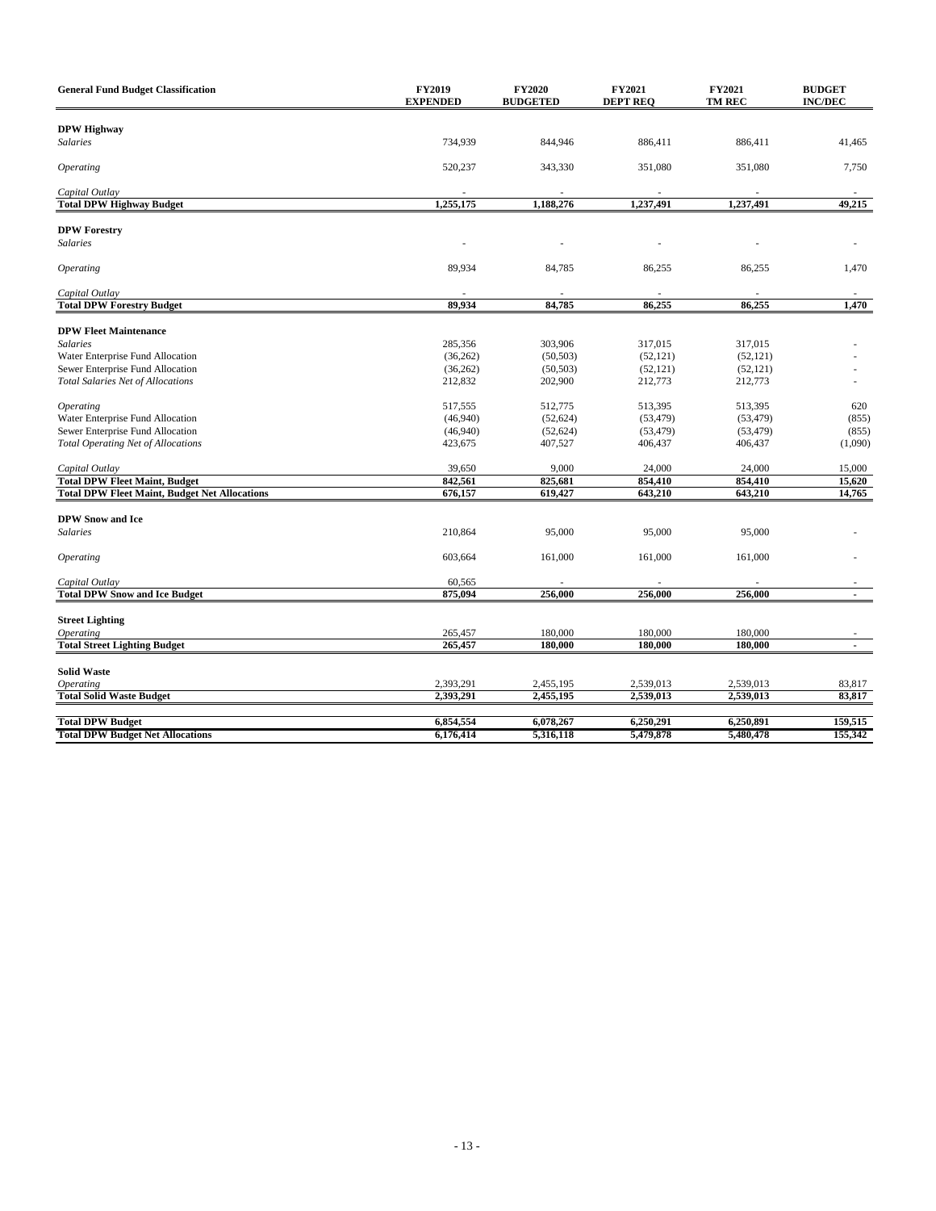| General Fund Budget Classification | FY2019 EXPENDED | FY2020 BUDGETED | FY2021 DEPT REQ | FY2021 TM REC | BUDGET INC/DEC |
|---|---|---|---|---|---|
| **DPW Highway** | | | | | |
| *Salaries* | 734,939 | 844,946 | 886,411 | 886,411 | 41,465 |
| *Operating* | 520,237 | 343,330 | 351,080 | 351,080 | 7,750 |
| *Capital Outlay* | - | - | - | - | - |
| **Total DPW Highway Budget** | **1,255,175** | **1,188,276** | **1,237,491** | **1,237,491** | **49,215** |
| **DPW Forestry** | | | | | |
| *Salaries* | - | - | - | - | - |
| *Operating* | 89,934 | 84,785 | 86,255 | 86,255 | 1,470 |
| *Capital Outlay* | - | - | - | - | - |
| **Total DPW Forestry Budget** | **89,934** | **84,785** | **86,255** | **86,255** | **1,470** |
| **DPW Fleet Maintenance** | | | | | |
| *Salaries* | 285,356 | 303,906 | 317,015 | 317,015 | - |
| Water Enterprise Fund Allocation | (36,262) | (50,503) | (52,121) | (52,121) | - |
| Sewer Enterprise Fund Allocation | (36,262) | (50,503) | (52,121) | (52,121) | - |
| *Total Salaries Net of Allocations* | 212,832 | 202,900 | 212,773 | 212,773 | - |
| *Operating* | 517,555 | 512,775 | 513,395 | 513,395 | 620 |
| Water Enterprise Fund Allocation | (46,940) | (52,624) | (53,479) | (53,479) | (855) |
| Sewer Enterprise Fund Allocation | (46,940) | (52,624) | (53,479) | (53,479) | (855) |
| *Total Operating Net of Allocations* | 423,675 | 407,527 | 406,437 | 406,437 | (1,090) |
| *Capital Outlay* | 39,650 | 9,000 | 24,000 | 24,000 | 15,000 |
| **Total DPW Fleet Maint, Budget** | **842,561** | **825,681** | **854,410** | **854,410** | **15,620** |
| **Total DPW Fleet Maint, Budget Net Allocations** | **676,157** | **619,427** | **643,210** | **643,210** | **14,765** |
| **DPW Snow and Ice** | | | | | |
| *Salaries* | 210,864 | 95,000 | 95,000 | 95,000 | - |
| *Operating* | 603,664 | 161,000 | 161,000 | 161,000 | - |
| *Capital Outlay* | 60,565 | - | - | - | - |
| **Total DPW Snow and Ice Budget** | **875,094** | **256,000** | **256,000** | **256,000** | **-** |
| **Street Lighting** | | | | | |
| *Operating* | 265,457 | 180,000 | 180,000 | 180,000 | - |
| **Total Street Lighting Budget** | **265,457** | **180,000** | **180,000** | **180,000** | **-** |
| **Solid Waste** | | | | | |
| *Operating* | 2,393,291 | 2,455,195 | 2,539,013 | 2,539,013 | 83,817 |
| **Total Solid Waste Budget** | **2,393,291** | **2,455,195** | **2,539,013** | **2,539,013** | **83,817** |
| **Total DPW Budget** | **6,854,554** | **6,078,267** | **6,250,291** | **6,250,891** | **159,515** |
| **Total DPW Budget Net Allocations** | **6,176,414** | **5,316,118** | **5,479,878** | **5,480,478** | **155,342** |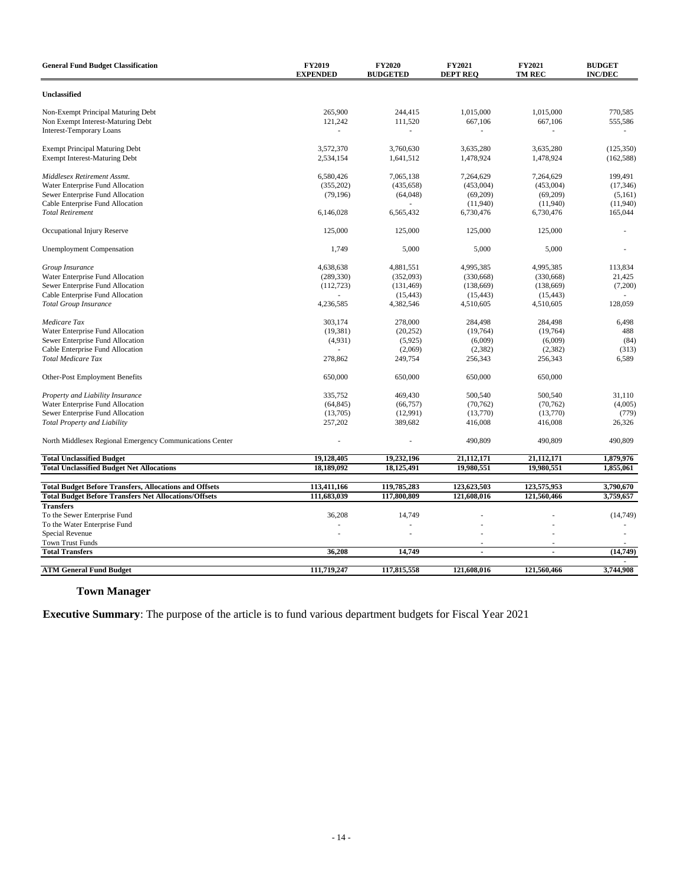| General Fund Budget Classification | FY2019 EXPENDED | FY2020 BUDGETED | FY2021 DEPT REQ | FY2021 TM REC | BUDGET INC/DEC |
|---|---|---|---|---|---|
| **Unclassified** | | | | | |
| Non-Exempt Principal Maturing Debt | 265,900 | 244,415 | 1,015,000 | 1,015,000 | 770,585 |
| Non Exempt Interest-Maturing Debt | 121,242 | 111,520 | 667,106 | 667,106 | 555,586 |
| Interest-Temporary Loans | - | - | - | - | - |
| Exempt Principal Maturing Debt | 3,572,370 | 3,760,630 | 3,635,280 | 3,635,280 | (125,350) |
| Exempt Interest-Maturing Debt | 2,534,154 | 1,641,512 | 1,478,924 | 1,478,924 | (162,588) |
| *Middlesex Retirement Assmt.* | 6,580,426 | 7,065,138 | 7,264,629 | 7,264,629 | 199,491 |
| Water Enterprise Fund Allocation | (355,202) | (435,658) | (453,004) | (453,004) | (17,346) |
| Sewer Enterprise Fund Allocation | (79,196) | (64,048) | (69,209) | (69,209) | (5,161) |
| Cable Enterprise Fund Allocation | - | | (11,940) | (11,940) | (11,940) |
| *Total Retirement* | 6,146,028 | 6,565,432 | 6,730,476 | 6,730,476 | 165,044 |
| Occupational Injury Reserve | 125,000 | 125,000 | 125,000 | 125,000 | - |
| Unemployment Compensation | 1,749 | 5,000 | 5,000 | 5,000 | - |
| *Group Insurance* | 4,638,638 | 4,881,551 | 4,995,385 | 4,995,385 | 113,834 |
| Water Enterprise Fund Allocation | (289,330) | (352,093) | (330,668) | (330,668) | 21,425 |
| Sewer Enterprise Fund Allocation | (112,723) | (131,469) | (138,669) | (138,669) | (7,200) |
| Cable Enterprise Fund Allocation | - | (15,443) | (15,443) | (15,443) | - |
| *Total Group Insurance* | 4,236,585 | 4,382,546 | 4,510,605 | 4,510,605 | 128,059 |
| *Medicare Tax* | 303,174 | 278,000 | 284,498 | 284,498 | 6,498 |
| Water Enterprise Fund Allocation | (19,381) | (20,252) | (19,764) | (19,764) | 488 |
| Sewer Enterprise Fund Allocation | (4,931) | (5,925) | (6,009) | (6,009) | (84) |
| Cable Enterprise Fund Allocation | - | (2,069) | (2,382) | (2,382) | (313) |
| *Total Medicare Tax* | 278,862 | 249,754 | 256,343 | 256,343 | 6,589 |
| Other-Post Employment Benefits | 650,000 | 650,000 | 650,000 | 650,000 | |
| *Property and Liability Insurance* | 335,752 | 469,430 | 500,540 | 500,540 | 31,110 |
| Water Enterprise Fund Allocation | (64,845) | (66,757) | (70,762) | (70,762) | (4,005) |
| Sewer Enterprise Fund Allocation | (13,705) | (12,991) | (13,770) | (13,770) | (779) |
| *Total Property and Liability* | 257,202 | 389,682 | 416,008 | 416,008 | 26,326 |
| North Middlesex Regional Emergency Communications Center | - | - | 490,809 | 490,809 | 490,809 |
| **Total Unclassified Budget** | **19,128,405** | **19,232,196** | **21,112,171** | **21,112,171** | **1,879,976** |
| **Total Unclassified Budget Net Allocations** | **18,189,092** | **18,125,491** | **19,980,551** | **19,980,551** | **1,855,061** |
| **Total Budget Before Transfers, Allocations and Offsets** | **113,411,166** | **119,785,283** | **123,623,503** | **123,575,953** | **3,790,670** |
| **Total Budget Before Transfers Net Allocations/Offsets** | **111,683,039** | **117,800,809** | **121,608,016** | **121,560,466** | **3,759,657** |
| **Transfers** | | | | | |
| To the Sewer Enterprise Fund | 36,208 | 14,749 | - | - | (14,749) |
| To the Water Enterprise Fund | - | - | - | - | - |
| Special Revenue | - | - | - | - | - |
| Town Trust Funds | | | - | - | - |
| **Total Transfers** | **36,208** | **14,749** | **-** | **-** | **(14,749)** |
| | | | | | - |
| **ATM General Fund Budget** | **111,719,247** | **117,815,558** | **121,608,016** | **121,560,466** | **3,744,908** |

**Town Manager**

**Executive Summary**: The purpose of the article is to fund various department budgets for Fiscal Year 2021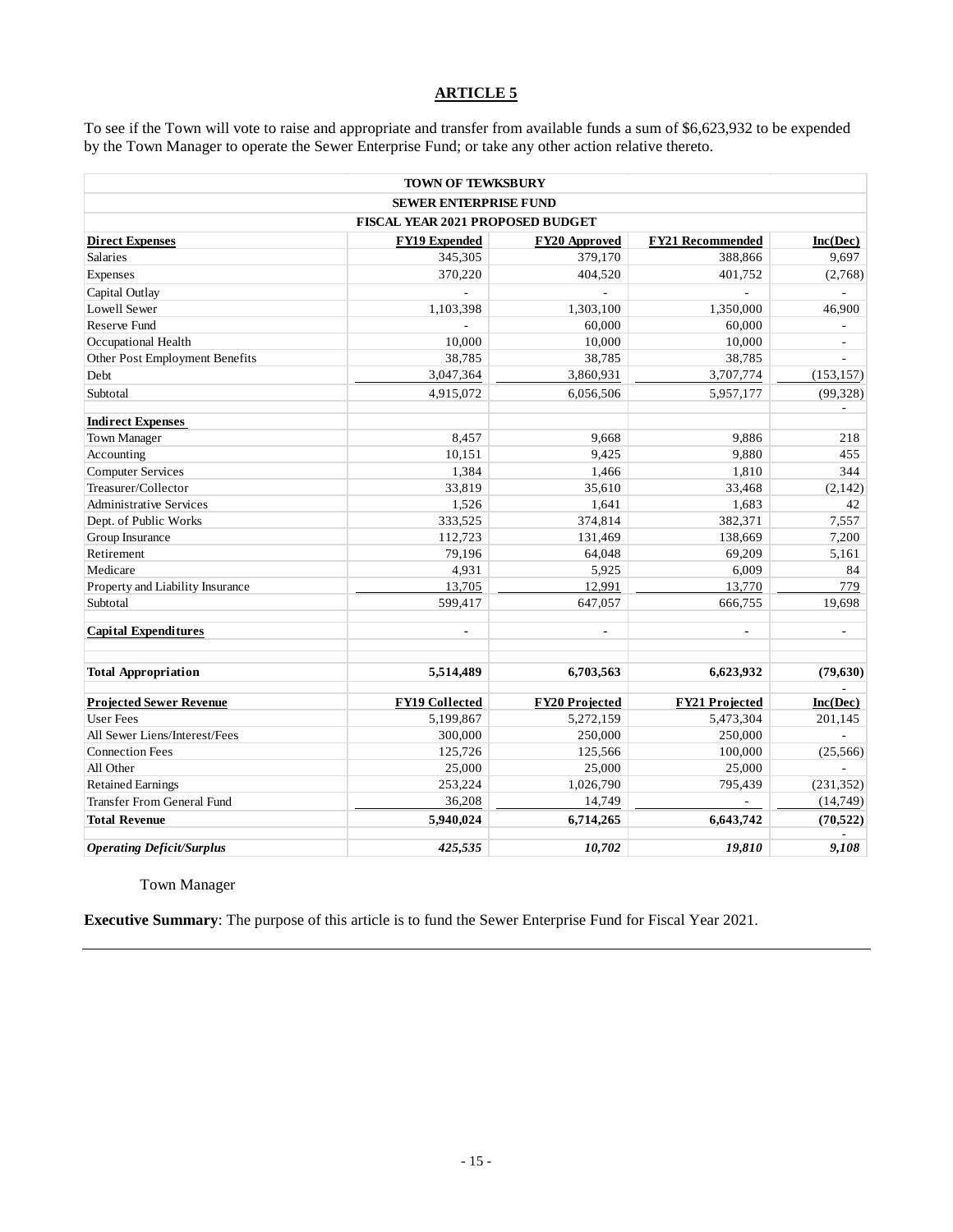## ARTICLE 5

To see if the Town will vote to raise and appropriate and transfer from available funds a sum of $6,623,932 to be expended by the Town Manager to operate the Sewer Enterprise Fund; or take any other action relative thereto.

| TOWN OF TEWKSBURY | | | | |
|---|---|---|---|---|
| SEWER ENTERPRISE FUND | | | | |
| FISCAL YEAR 2021 PROPOSED BUDGET | | | | |
| **Direct Expenses** | **FY19 Expended** | **FY20 Approved** | **FY21 Recommended** | **Inc(Dec)** |
| Salaries | 345,305 | 379,170 | 388,866 | 9,697 |
| Expenses | 370,220 | 404,520 | 401,752 | (2,768) |
| Capital Outlay | - | - | - | - |
| Lowell Sewer | 1,103,398 | 1,303,100 | 1,350,000 | 46,900 |
| Reserve Fund | - | 60,000 | 60,000 | - |
| Occupational Health | 10,000 | 10,000 | 10,000 | - |
| Other Post Employment Benefits | 38,785 | 38,785 | 38,785 | - |
| Debt | 3,047,364 | 3,860,931 | 3,707,774 | (153,157) |
| Subtotal | 4,915,072 | 6,056,506 | 5,957,177 | (99,328) |
| | | | | - |
| **Indirect Expenses** | | | | |
| Town Manager | 8,457 | 9,668 | 9,886 | 218 |
| Accounting | 10,151 | 9,425 | 9,880 | 455 |
| Computer Services | 1,384 | 1,466 | 1,810 | 344 |
| Treasurer/Collector | 33,819 | 35,610 | 33,468 | (2,142) |
| Administrative Services | 1,526 | 1,641 | 1,683 | 42 |
| Dept. of Public Works | 333,525 | 374,814 | 382,371 | 7,557 |
| Group Insurance | 112,723 | 131,469 | 138,669 | 7,200 |
| Retirement | 79,196 | 64,048 | 69,209 | 5,161 |
| Medicare | 4,931 | 5,925 | 6,009 | 84 |
| Property and Liability Insurance | 13,705 | 12,991 | 13,770 | 779 |
| Subtotal | 599,417 | 647,057 | 666,755 | 19,698 |
| | | | | |
| **Capital Expenditures** | - | - | - | - |
| | | | | |
| **Total Appropriation** | **5,514,489** | **6,703,563** | **6,623,932** | **(79,630)** |
| | | | | - |
| **Projected Sewer Revenue** | **FY19 Collected** | **FY20 Projected** | **FY21 Projected** | **Inc(Dec)** |
| User Fees | 5,199,867 | 5,272,159 | 5,473,304 | 201,145 |
| All Sewer Liens/Interest/Fees | 300,000 | 250,000 | 250,000 | - |
| Connection Fees | 125,726 | 125,566 | 100,000 | (25,566) |
| All Other | 25,000 | 25,000 | 25,000 | - |
| Retained Earnings | 253,224 | 1,026,790 | 795,439 | (231,352) |
| Transfer From General Fund | 36,208 | 14,749 | - | (14,749) |
| **Total Revenue** | **5,940,024** | **6,714,265** | **6,643,742** | **(70,522)** |
| | | | | - |
| ***Operating Deficit/Surplus*** | ***425,535*** | ***10,702*** | ***19,810*** | ***9,108*** |

Town Manager

**Executive Summary**: The purpose of this article is to fund the Sewer Enterprise Fund for Fiscal Year 2021.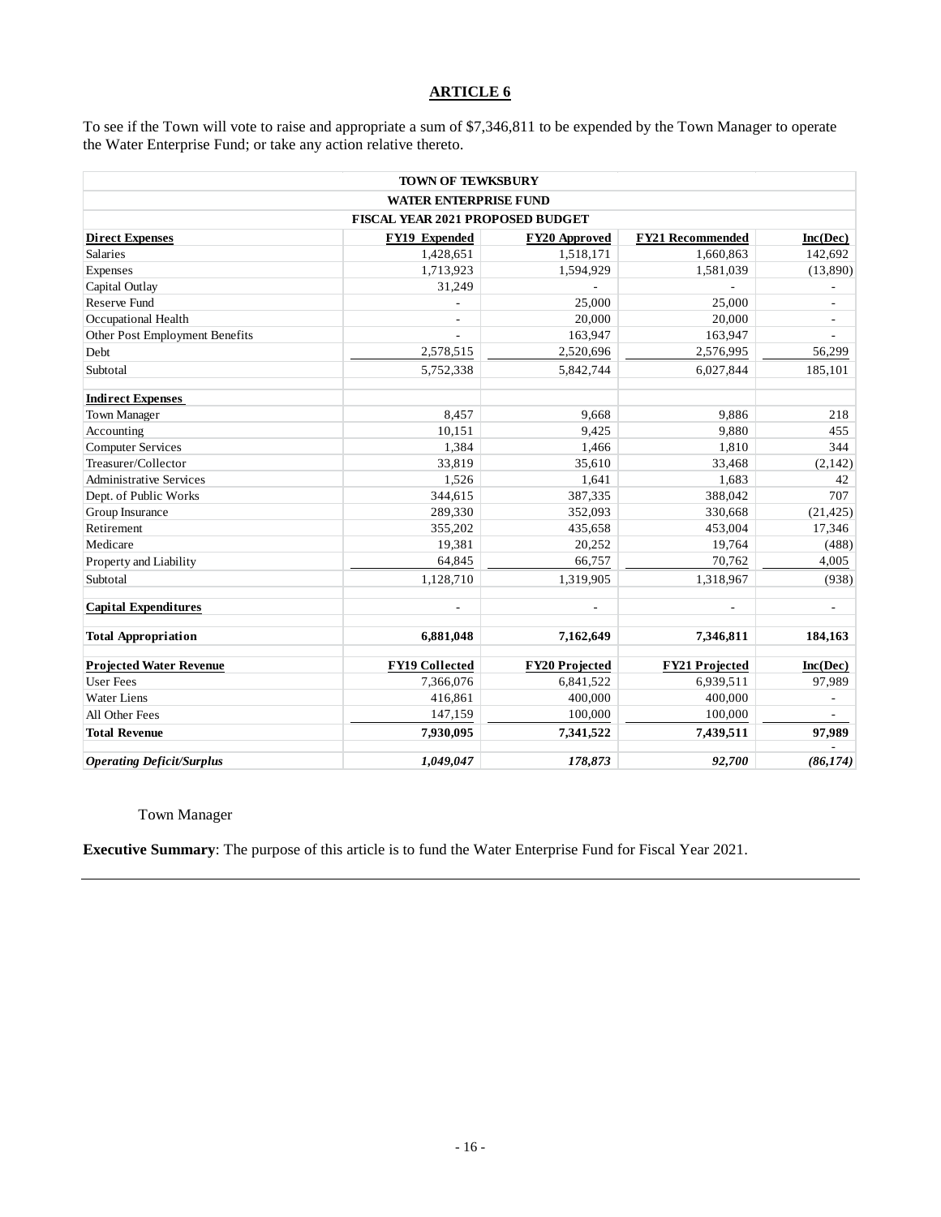## ARTICLE 6

To see if the Town will vote to raise and appropriate a sum of $7,346,811 to be expended by the Town Manager to operate the Water Enterprise Fund; or take any action relative thereto.

| TOWN OF TEWKSBURY | | | | |
|---|---|---|---|---|
| WATER ENTERPRISE FUND | | | | |
| FISCAL YEAR 2021 PROPOSED BUDGET | | | | |
| **Direct Expenses** | **FY19 Expended** | **FY20 Approved** | **FY21 Recommended** | **Inc(Dec)** |
| Salaries | 1,428,651 | 1,518,171 | 1,660,863 | 142,692 |
| Expenses | 1,713,923 | 1,594,929 | 1,581,039 | (13,890) |
| Capital Outlay | 31,249 | - | - | - |
| Reserve Fund | - | 25,000 | 25,000 | - |
| Occupational Health | - | 20,000 | 20,000 | - |
| Other Post Employment Benefits | - | 163,947 | 163,947 | - |
| Debt | 2,578,515 | 2,520,696 | 2,576,995 | 56,299 |
| Subtotal | 5,752,338 | 5,842,744 | 6,027,844 | 185,101 |
| **Indirect Expenses** | | | | |
| Town Manager | 8,457 | 9,668 | 9,886 | 218 |
| Accounting | 10,151 | 9,425 | 9,880 | 455 |
| Computer Services | 1,384 | 1,466 | 1,810 | 344 |
| Treasurer/Collector | 33,819 | 35,610 | 33,468 | (2,142) |
| Administrative Services | 1,526 | 1,641 | 1,683 | 42 |
| Dept. of Public Works | 344,615 | 387,335 | 388,042 | 707 |
| Group Insurance | 289,330 | 352,093 | 330,668 | (21,425) |
| Retirement | 355,202 | 435,658 | 453,004 | 17,346 |
| Medicare | 19,381 | 20,252 | 19,764 | (488) |
| Property and Liability | 64,845 | 66,757 | 70,762 | 4,005 |
| Subtotal | 1,128,710 | 1,319,905 | 1,318,967 | (938) |
| **Capital Expenditures** | - | - | - | - |
| **Total Appropriation** | **6,881,048** | **7,162,649** | **7,346,811** | **184,163** |
| **Projected Water Revenue** | **FY19 Collected** | **FY20 Projected** | **FY21 Projected** | **Inc(Dec)** |
| User Fees | 7,366,076 | 6,841,522 | 6,939,511 | 97,989 |
| Water Liens | 416,861 | 400,000 | 400,000 | - |
| All Other Fees | 147,159 | 100,000 | 100,000 | - |
| **Total Revenue** | **7,930,095** | **7,341,522** | **7,439,511** | **97,989** |
| ***Operating Deficit/Surplus*** | ***1,049,047*** | ***178,873*** | ***92,700*** | ***(86,174)*** |

Town Manager

**Executive Summary**: The purpose of this article is to fund the Water Enterprise Fund for Fiscal Year 2021.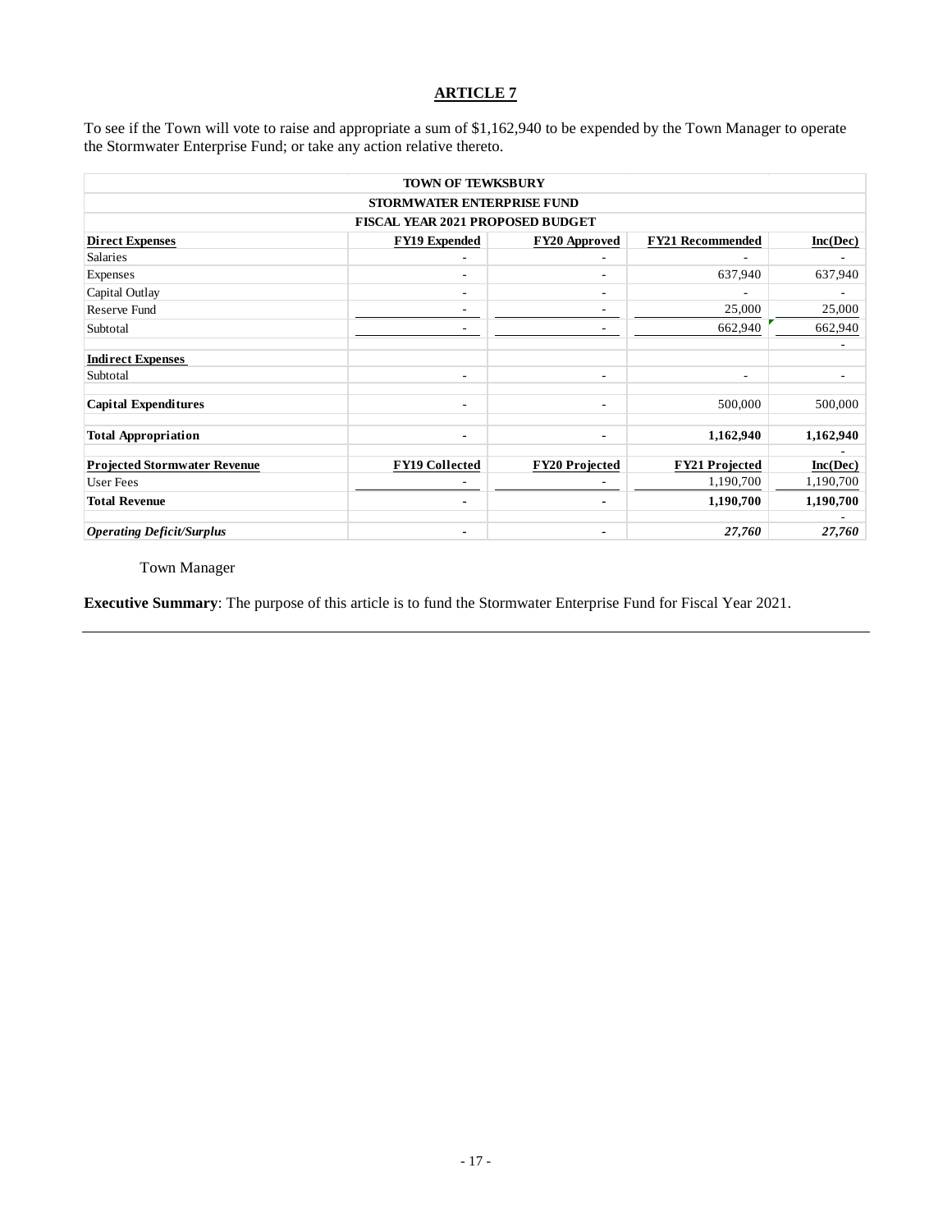## ARTICLE 7

To see if the Town will vote to raise and appropriate a sum of $1,162,940 to be expended by the Town Manager to operate the Stormwater Enterprise Fund; or take any action relative thereto.

| TOWN OF TEWKSBURY<br>STORMWATER ENTERPRISE FUND<br>FISCAL YEAR 2021 PROPOSED BUDGET | | | | |
|---|---|---|---|---|
| **Direct Expenses** | **FY19 Expended** | **FY20 Approved** | **FY21 Recommended** | **Inc(Dec)** |
| Salaries | - | - | - | - |
| Expenses | - | - | 637,940 | 637,940 |
| Capital Outlay | - | - | - | - |
| Reserve Fund | - | - | 25,000 | 25,000 |
| Subtotal | - | - | 662,940 | 662,940 |
| | | | | - |
| **Indirect Expenses** | | | | |
| Subtotal | - | - | - | - |
| **Capital Expenditures** | - | - | 500,000 | 500,000 |
| **Total Appropriation** | **-** | **-** | **1,162,940** | **1,162,940** |
| | | | | - |
| **Projected Stormwater Revenue** | **FY19 Collected** | **FY20 Projected** | **FY21 Projected** | **Inc(Dec)** |
| User Fees | - | - | 1,190,700 | 1,190,700 |
| **Total Revenue** | **-** | **-** | **1,190,700** | **1,190,700** |
| | | | | - |
| ***Operating Deficit/Surplus*** | **-** | **-** | ***27,760*** | ***27,760*** |

Town Manager

**Executive Summary**: The purpose of this article is to fund the Stormwater Enterprise Fund for Fiscal Year 2021.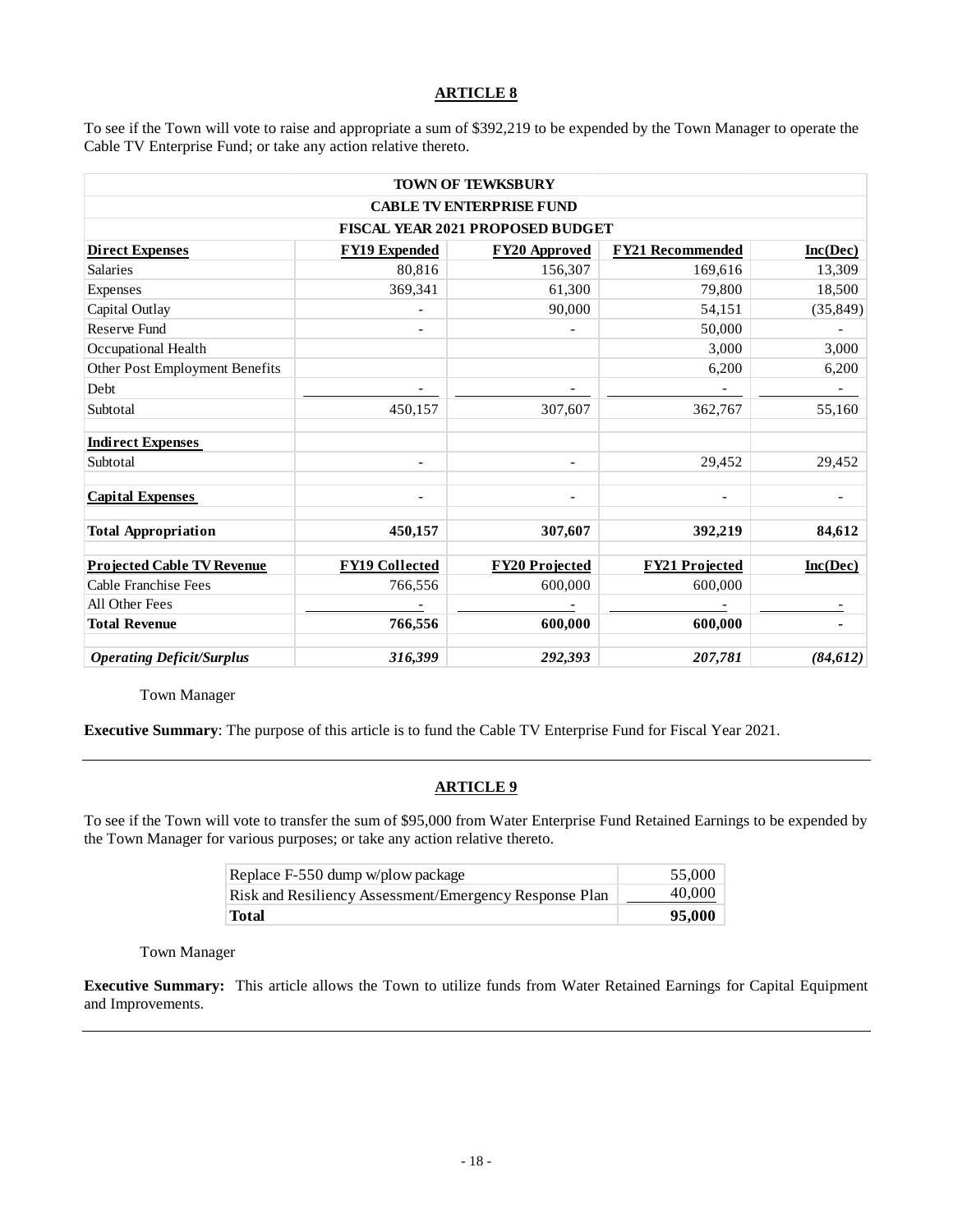## ARTICLE 8

To see if the Town will vote to raise and appropriate a sum of $392,219 to be expended by the Town Manager to operate the Cable TV Enterprise Fund; or take any action relative thereto.

| TOWN OF TEWKSBURY | | | | |
|---|---|---|---|---|
| CABLE TV ENTERPRISE FUND | | | | |
| FISCAL YEAR 2021 PROPOSED BUDGET | | | | |
| **Direct Expenses** | **FY19 Expended** | **FY20 Approved** | **FY21 Recommended** | **Inc(Dec)** |
| Salaries | 80,816 | 156,307 | 169,616 | 13,309 |
| Expenses | 369,341 | 61,300 | 79,800 | 18,500 |
| Capital Outlay | - | 90,000 | 54,151 | (35,849) |
| Reserve Fund | - | - | 50,000 | - |
| Occupational Health | | | 3,000 | 3,000 |
| Other Post Employment Benefits | | | 6,200 | 6,200 |
| Debt | - | - | - | - |
| Subtotal | 450,157 | 307,607 | 362,767 | 55,160 |
| **Indirect Expenses** | | | | |
| Subtotal | - | - | 29,452 | 29,452 |
| **Capital Expenses** | - | - | - | - |
| **Total Appropriation** | **450,157** | **307,607** | **392,219** | **84,612** |
| **Projected Cable TV Revenue** | **FY19 Collected** | **FY20 Projected** | **FY21 Projected** | **Inc(Dec)** |
| Cable Franchise Fees | 766,556 | 600,000 | 600,000 | |
| All Other Fees | - | - | - | - |
| **Total Revenue** | **766,556** | **600,000** | **600,000** | **-** |
| ***Operating Deficit/Surplus*** | ***316,399*** | ***292,393*** | ***207,781*** | ***(84,612)*** |

Town Manager

**Executive Summary**: The purpose of this article is to fund the Cable TV Enterprise Fund for Fiscal Year 2021.

## ARTICLE 9

To see if the Town will vote to transfer the sum of $95,000 from Water Enterprise Fund Retained Earnings to be expended by the Town Manager for various purposes; or take any action relative thereto.

| | |
|---|---|
| Replace F-550 dump w/plow package | 55,000 |
| Risk and Resiliency Assessment/Emergency Response Plan | 40,000 |
| **Total** | **95,000** |

Town Manager

**Executive Summary:** This article allows the Town to utilize funds from Water Retained Earnings for Capital Equipment and Improvements.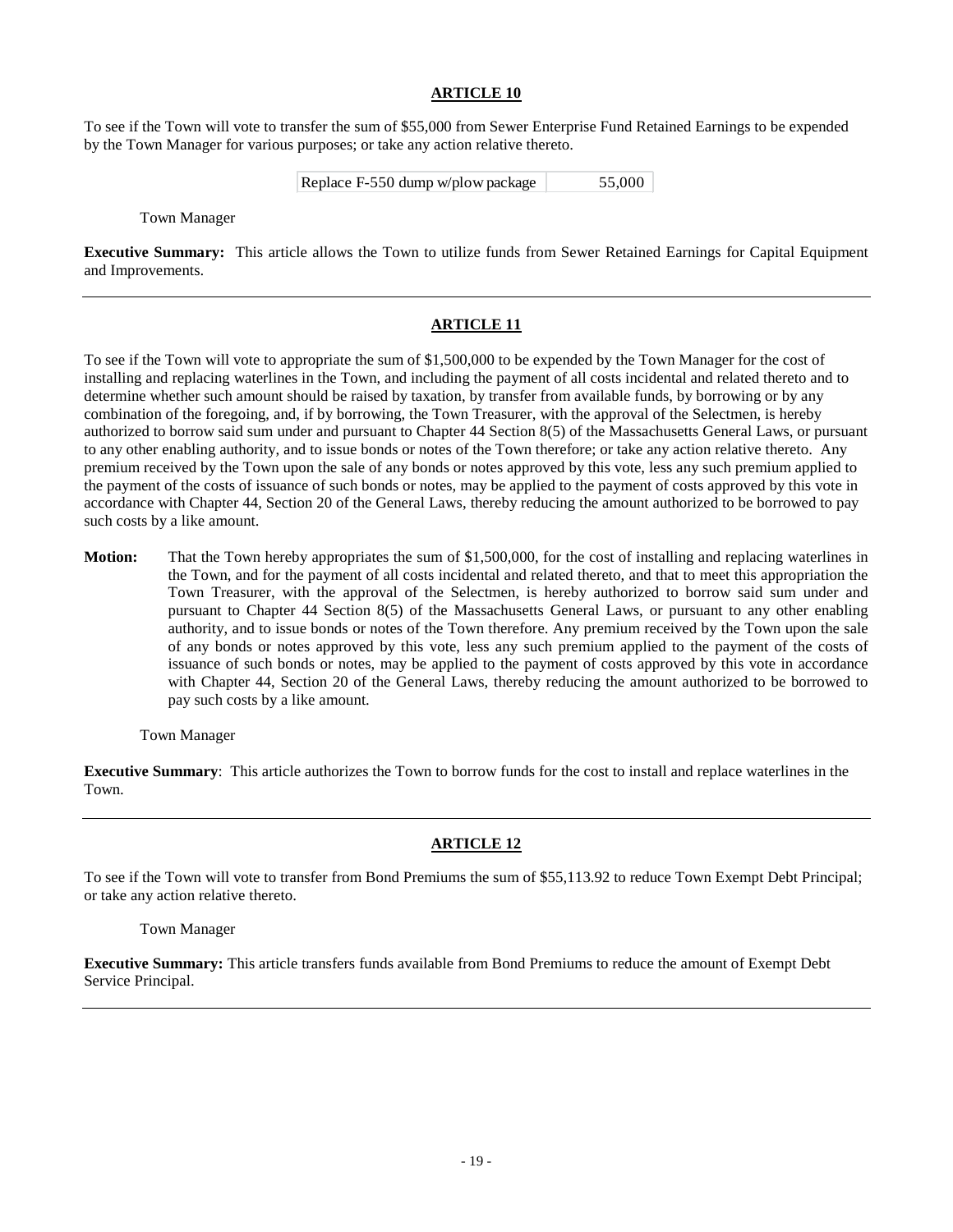## ARTICLE 10

To see if the Town will vote to transfer the sum of $55,000 from Sewer Enterprise Fund Retained Earnings to be expended by the Town Manager for various purposes; or take any action relative thereto.

| Replace F-550 dump w/plow package | 55,000 |
|---|---|

Town Manager

**Executive Summary:** This article allows the Town to utilize funds from Sewer Retained Earnings for Capital Equipment and Improvements.

---

## ARTICLE 11

To see if the Town will vote to appropriate the sum of $1,500,000 to be expended by the Town Manager for the cost of installing and replacing waterlines in the Town, and including the payment of all costs incidental and related thereto and to determine whether such amount should be raised by taxation, by transfer from available funds, by borrowing or by any combination of the foregoing, and, if by borrowing, the Town Treasurer, with the approval of the Selectmen, is hereby authorized to borrow said sum under and pursuant to Chapter 44 Section 8(5) of the Massachusetts General Laws, or pursuant to any other enabling authority, and to issue bonds or notes of the Town therefore; or take any action relative thereto. Any premium received by the Town upon the sale of any bonds or notes approved by this vote, less any such premium applied to the payment of the costs of issuance of such bonds or notes, may be applied to the payment of costs approved by this vote in accordance with Chapter 44, Section 20 of the General Laws, thereby reducing the amount authorized to be borrowed to pay such costs by a like amount.

**Motion:** That the Town hereby appropriates the sum of $1,500,000, for the cost of installing and replacing waterlines in the Town, and for the payment of all costs incidental and related thereto, and that to meet this appropriation the Town Treasurer, with the approval of the Selectmen, is hereby authorized to borrow said sum under and pursuant to Chapter 44 Section 8(5) of the Massachusetts General Laws, or pursuant to any other enabling authority, and to issue bonds or notes of the Town therefore. Any premium received by the Town upon the sale of any bonds or notes approved by this vote, less any such premium applied to the payment of the costs of issuance of such bonds or notes, may be applied to the payment of costs approved by this vote in accordance with Chapter 44, Section 20 of the General Laws, thereby reducing the amount authorized to be borrowed to pay such costs by a like amount.

Town Manager

**Executive Summary**: This article authorizes the Town to borrow funds for the cost to install and replace waterlines in the Town.

---

## ARTICLE 12

To see if the Town will vote to transfer from Bond Premiums the sum of $55,113.92 to reduce Town Exempt Debt Principal; or take any action relative thereto.

Town Manager

**Executive Summary:** This article transfers funds available from Bond Premiums to reduce the amount of Exempt Debt Service Principal.

---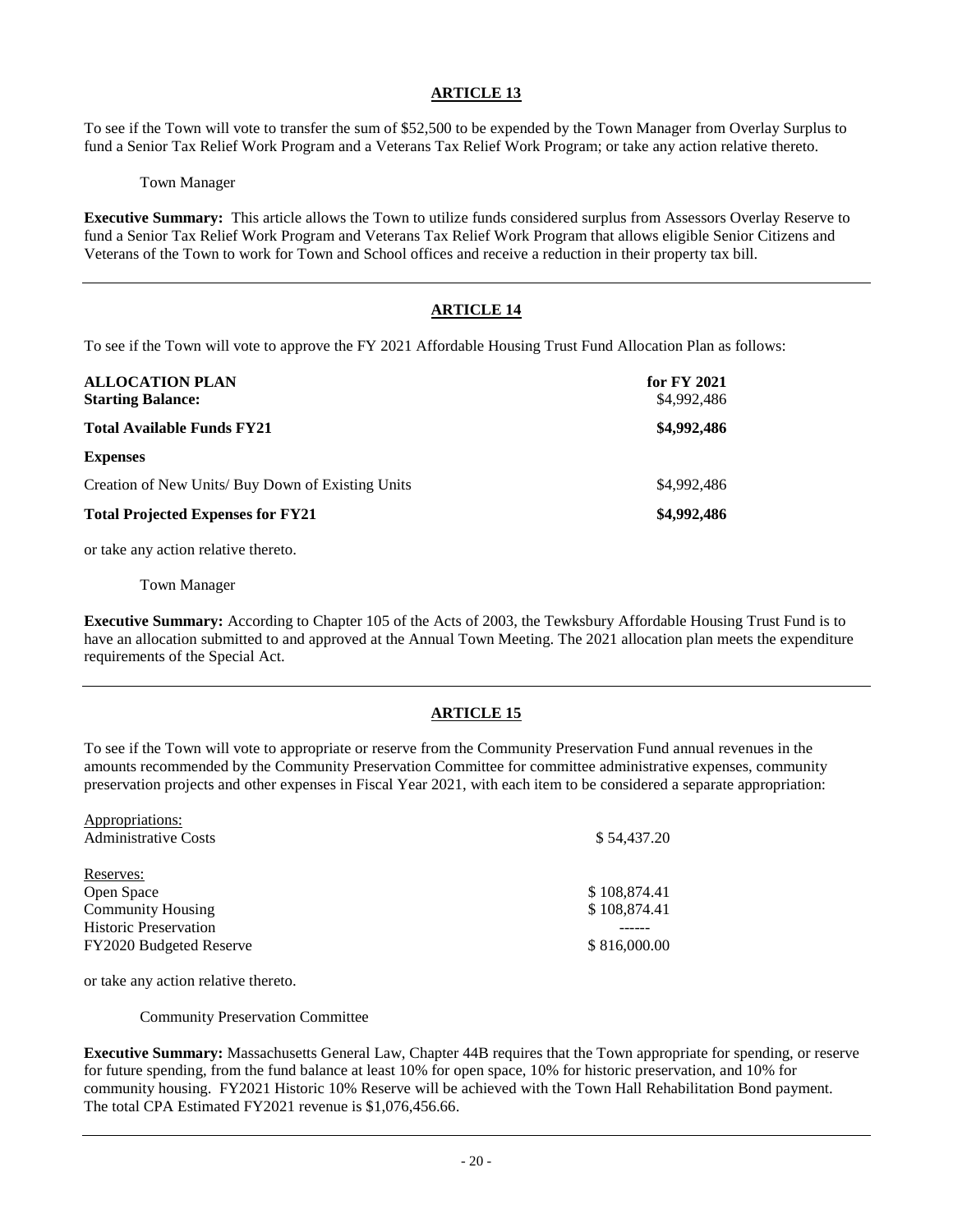## ARTICLE 13

To see if the Town will vote to transfer the sum of $52,500 to be expended by the Town Manager from Overlay Surplus to fund a Senior Tax Relief Work Program and a Veterans Tax Relief Work Program; or take any action relative thereto.

Town Manager

**Executive Summary:** This article allows the Town to utilize funds considered surplus from Assessors Overlay Reserve to fund a Senior Tax Relief Work Program and Veterans Tax Relief Work Program that allows eligible Senior Citizens and Veterans of the Town to work for Town and School offices and receive a reduction in their property tax bill.

---

## ARTICLE 14

To see if the Town will vote to approve the FY 2021 Affordable Housing Trust Fund Allocation Plan as follows:

| **ALLOCATION PLAN** | **for FY 2021** |
|---|---|
| **Starting Balance:** | $4,992,486 |
| **Total Available Funds FY21** | **$4,992,486** |
| **Expenses** | |
| Creation of New Units/ Buy Down of Existing Units | $4,992,486 |
| **Total Projected Expenses for FY21** | **$4,992,486** |

or take any action relative thereto.

Town Manager

**Executive Summary:** According to Chapter 105 of the Acts of 2003, the Tewksbury Affordable Housing Trust Fund is to have an allocation submitted to and approved at the Annual Town Meeting. The 2021 allocation plan meets the expenditure requirements of the Special Act.

---

## ARTICLE 15

To see if the Town will vote to appropriate or reserve from the Community Preservation Fund annual revenues in the amounts recommended by the Community Preservation Committee for committee administrative expenses, community preservation projects and other expenses in Fiscal Year 2021, with each item to be considered a separate appropriation:

| | |
|---|---|
| Appropriations: | |
| Administrative Costs | $ 54,437.20 |
| Reserves: | |
| Open Space | $ 108,874.41 |
| Community Housing | $ 108,874.41 |
| Historic Preservation | ------ |
| FY2020 Budgeted Reserve | $ 816,000.00 |

or take any action relative thereto.

Community Preservation Committee

**Executive Summary:** Massachusetts General Law, Chapter 44B requires that the Town appropriate for spending, or reserve for future spending, from the fund balance at least 10% for open space, 10% for historic preservation, and 10% for community housing. FY2021 Historic 10% Reserve will be achieved with the Town Hall Rehabilitation Bond payment. The total CPA Estimated FY2021 revenue is $1,076,456.66.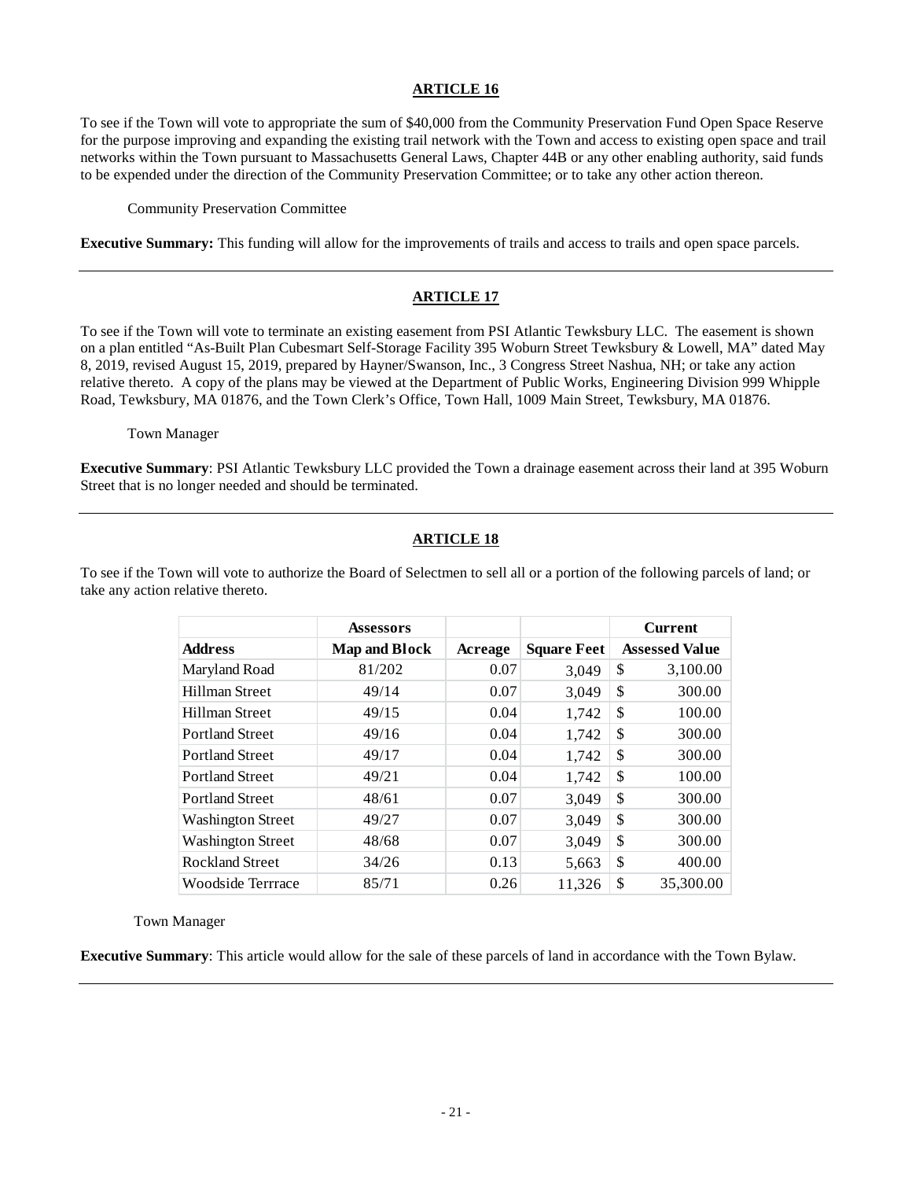## ARTICLE 16

To see if the Town will vote to appropriate the sum of $40,000 from the Community Preservation Fund Open Space Reserve for the purpose improving and expanding the existing trail network with the Town and access to existing open space and trail networks within the Town pursuant to Massachusetts General Laws, Chapter 44B or any other enabling authority, said funds to be expended under the direction of the Community Preservation Committee; or to take any other action thereon.

Community Preservation Committee

**Executive Summary:** This funding will allow for the improvements of trails and access to trails and open space parcels.

---

## ARTICLE 17

To see if the Town will vote to terminate an existing easement from PSI Atlantic Tewksbury LLC. The easement is shown on a plan entitled "As-Built Plan Cubesmart Self-Storage Facility 395 Woburn Street Tewksbury & Lowell, MA" dated May 8, 2019, revised August 15, 2019, prepared by Hayner/Swanson, Inc., 3 Congress Street Nashua, NH; or take any action relative thereto. A copy of the plans may be viewed at the Department of Public Works, Engineering Division 999 Whipple Road, Tewksbury, MA 01876, and the Town Clerk's Office, Town Hall, 1009 Main Street, Tewksbury, MA 01876.

Town Manager

**Executive Summary**: PSI Atlantic Tewksbury LLC provided the Town a drainage easement across their land at 395 Woburn Street that is no longer needed and should be terminated.

---

## ARTICLE 18

To see if the Town will vote to authorize the Board of Selectmen to sell all or a portion of the following parcels of land; or take any action relative thereto.

| Address | Assessors Map and Block | Acreage | Square Feet | Current Assessed Value |
|---|---|---|---|---|
| Maryland Road | 81/202 | 0.07 | 3,049 | $ 3,100.00 |
| Hillman Street | 49/14 | 0.07 | 3,049 | $ 300.00 |
| Hillman Street | 49/15 | 0.04 | 1,742 | $ 100.00 |
| Portland Street | 49/16 | 0.04 | 1,742 | $ 300.00 |
| Portland Street | 49/17 | 0.04 | 1,742 | $ 300.00 |
| Portland Street | 49/21 | 0.04 | 1,742 | $ 100.00 |
| Portland Street | 48/61 | 0.07 | 3,049 | $ 300.00 |
| Washington Street | 49/27 | 0.07 | 3,049 | $ 300.00 |
| Washington Street | 48/68 | 0.07 | 3,049 | $ 300.00 |
| Rockland Street | 34/26 | 0.13 | 5,663 | $ 400.00 |
| Woodside Terrrace | 85/71 | 0.26 | 11,326 | $ 35,300.00 |

Town Manager

**Executive Summary**: This article would allow for the sale of these parcels of land in accordance with the Town Bylaw.

---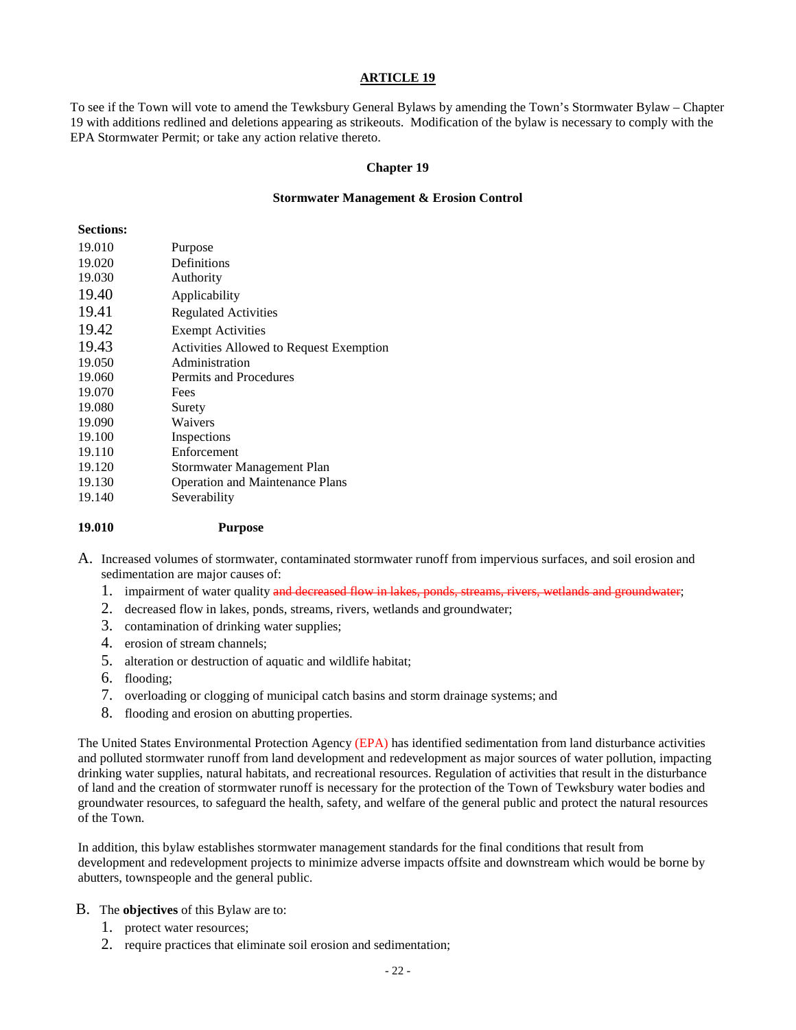**ARTICLE 19**

To see if the Town will vote to amend the Tewksbury General Bylaws by amending the Town's Stormwater Bylaw – Chapter 19 with additions redlined and deletions appearing as strikeouts. Modification of the bylaw is necessary to comply with the EPA Stormwater Permit; or take any action relative thereto.

**Chapter 19**

**Stormwater Management & Erosion Control**

**Sections:**

| | |
|---|---|
| 19.010 | Purpose |
| 19.020 | Definitions |
| 19.030 | Authority |
| 19.40 | Applicability |
| 19.41 | Regulated Activities |
| 19.42 | Exempt Activities |
| 19.43 | Activities Allowed to Request Exemption |
| 19.050 | Administration |
| 19.060 | Permits and Procedures |
| 19.070 | Fees |
| 19.080 | Surety |
| 19.090 | Waivers |
| 19.100 | Inspections |
| 19.110 | Enforcement |
| 19.120 | Stormwater Management Plan |
| 19.130 | Operation and Maintenance Plans |
| 19.140 | Severability |

**19.010 Purpose**

A. Increased volumes of stormwater, contaminated stormwater runoff from impervious surfaces, and soil erosion and sedimentation are major causes of:
   1. impairment of water quality ~~and decreased flow in lakes, ponds, streams, rivers, wetlands and groundwater~~;
   2. decreased flow in lakes, ponds, streams, rivers, wetlands and groundwater;
   3. contamination of drinking water supplies;
   4. erosion of stream channels;
   5. alteration or destruction of aquatic and wildlife habitat;
   6. flooding;
   7. overloading or clogging of municipal catch basins and storm drainage systems; and
   8. flooding and erosion on abutting properties.

The United States Environmental Protection Agency (EPA) has identified sedimentation from land disturbance activities and polluted stormwater runoff from land development and redevelopment as major sources of water pollution, impacting drinking water supplies, natural habitats, and recreational resources. Regulation of activities that result in the disturbance of land and the creation of stormwater runoff is necessary for the protection of the Town of Tewksbury water bodies and groundwater resources, to safeguard the health, safety, and welfare of the general public and protect the natural resources of the Town.

In addition, this bylaw establishes stormwater management standards for the final conditions that result from development and redevelopment projects to minimize adverse impacts offsite and downstream which would be borne by abutters, townspeople and the general public.

B. The **objectives** of this Bylaw are to:
   1. protect water resources;
   2. require practices that eliminate soil erosion and sedimentation;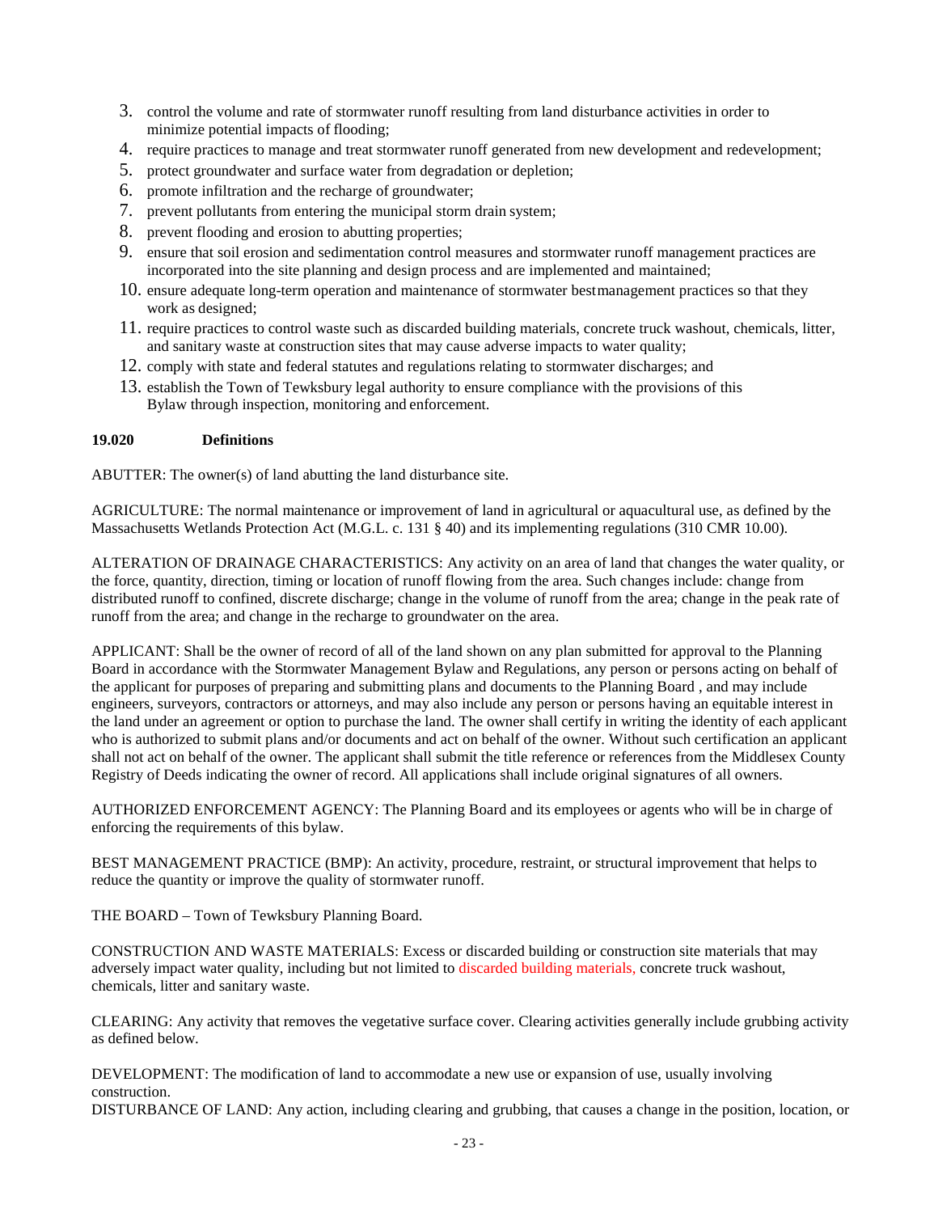3. control the volume and rate of stormwater runoff resulting from land disturbance activities in order to minimize potential impacts of flooding;
4. require practices to manage and treat stormwater runoff generated from new development and redevelopment;
5. protect groundwater and surface water from degradation or depletion;
6. promote infiltration and the recharge of groundwater;
7. prevent pollutants from entering the municipal storm drain system;
8. prevent flooding and erosion to abutting properties;
9. ensure that soil erosion and sedimentation control measures and stormwater runoff management practices are incorporated into the site planning and design process and are implemented and maintained;
10. ensure adequate long-term operation and maintenance of stormwater bestmanagement practices so that they work as designed;
11. require practices to control waste such as discarded building materials, concrete truck washout, chemicals, litter, and sanitary waste at construction sites that may cause adverse impacts to water quality;
12. comply with state and federal statutes and regulations relating to stormwater discharges; and
13. establish the Town of Tewksbury legal authority to ensure compliance with the provisions of this Bylaw through inspection, monitoring and enforcement.

**19.020 Definitions**

ABUTTER: The owner(s) of land abutting the land disturbance site.

AGRICULTURE: The normal maintenance or improvement of land in agricultural or aquacultural use, as defined by the Massachusetts Wetlands Protection Act (M.G.L. c. 131 § 40) and its implementing regulations (310 CMR 10.00).

ALTERATION OF DRAINAGE CHARACTERISTICS: Any activity on an area of land that changes the water quality, or the force, quantity, direction, timing or location of runoff flowing from the area. Such changes include: change from distributed runoff to confined, discrete discharge; change in the volume of runoff from the area; change in the peak rate of runoff from the area; and change in the recharge to groundwater on the area.

APPLICANT: Shall be the owner of record of all of the land shown on any plan submitted for approval to the Planning Board in accordance with the Stormwater Management Bylaw and Regulations, any person or persons acting on behalf of the applicant for purposes of preparing and submitting plans and documents to the Planning Board , and may include engineers, surveyors, contractors or attorneys, and may also include any person or persons having an equitable interest in the land under an agreement or option to purchase the land. The owner shall certify in writing the identity of each applicant who is authorized to submit plans and/or documents and act on behalf of the owner. Without such certification an applicant shall not act on behalf of the owner. The applicant shall submit the title reference or references from the Middlesex County Registry of Deeds indicating the owner of record. All applications shall include original signatures of all owners.

AUTHORIZED ENFORCEMENT AGENCY: The Planning Board and its employees or agents who will be in charge of enforcing the requirements of this bylaw.

BEST MANAGEMENT PRACTICE (BMP): An activity, procedure, restraint, or structural improvement that helps to reduce the quantity or improve the quality of stormwater runoff.

THE BOARD – Town of Tewksbury Planning Board.

CONSTRUCTION AND WASTE MATERIALS: Excess or discarded building or construction site materials that may adversely impact water quality, including but not limited to discarded building materials, concrete truck washout, chemicals, litter and sanitary waste.

CLEARING: Any activity that removes the vegetative surface cover. Clearing activities generally include grubbing activity as defined below.

DEVELOPMENT: The modification of land to accommodate a new use or expansion of use, usually involving construction.
DISTURBANCE OF LAND: Any action, including clearing and grubbing, that causes a change in the position, location, or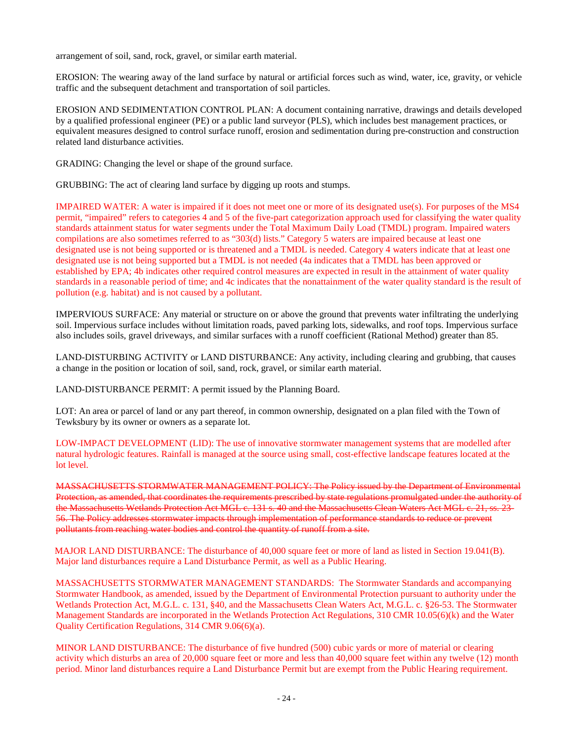arrangement of soil, sand, rock, gravel, or similar earth material.

EROSION: The wearing away of the land surface by natural or artificial forces such as wind, water, ice, gravity, or vehicle traffic and the subsequent detachment and transportation of soil particles.

EROSION AND SEDIMENTATION CONTROL PLAN: A document containing narrative, drawings and details developed by a qualified professional engineer (PE) or a public land surveyor (PLS), which includes best management practices, or equivalent measures designed to control surface runoff, erosion and sedimentation during pre-construction and construction related land disturbance activities.

GRADING: Changing the level or shape of the ground surface.

GRUBBING: The act of clearing land surface by digging up roots and stumps.

IMPAIRED WATER: A water is impaired if it does not meet one or more of its designated use(s). For purposes of the MS4 permit, "impaired" refers to categories 4 and 5 of the five-part categorization approach used for classifying the water quality standards attainment status for water segments under the Total Maximum Daily Load (TMDL) program. Impaired waters compilations are also sometimes referred to as "303(d) lists." Category 5 waters are impaired because at least one designated use is not being supported or is threatened and a TMDL is needed. Category 4 waters indicate that at least one designated use is not being supported but a TMDL is not needed (4a indicates that a TMDL has been approved or established by EPA; 4b indicates other required control measures are expected in result in the attainment of water quality standards in a reasonable period of time; and 4c indicates that the nonattainment of the water quality standard is the result of pollution (e.g. habitat) and is not caused by a pollutant.

IMPERVIOUS SURFACE: Any material or structure on or above the ground that prevents water infiltrating the underlying soil. Impervious surface includes without limitation roads, paved parking lots, sidewalks, and roof tops. Impervious surface also includes soils, gravel driveways, and similar surfaces with a runoff coefficient (Rational Method) greater than 85.

LAND-DISTURBING ACTIVITY or LAND DISTURBANCE: Any activity, including clearing and grubbing, that causes a change in the position or location of soil, sand, rock, gravel, or similar earth material.

LAND-DISTURBANCE PERMIT: A permit issued by the Planning Board.

LOT: An area or parcel of land or any part thereof, in common ownership, designated on a plan filed with the Town of Tewksbury by its owner or owners as a separate lot.

LOW-IMPACT DEVELOPMENT (LID): The use of innovative stormwater management systems that are modelled after natural hydrologic features. Rainfall is managed at the source using small, cost-effective landscape features located at the lot level.

~~MASSACHUSETTS STORMWATER MANAGEMENT POLICY: The Policy issued by the Department of Environmental Protection, as amended, that coordinates the requirements prescribed by state regulations promulgated under the authority of the Massachusetts Wetlands Protection Act MGL c. 131 s. 40 and the Massachusetts Clean Waters Act MGL c. 21, ss. 23-56. The Policy addresses stormwater impacts through implementation of performance standards to reduce or prevent pollutants from reaching water bodies and control the quantity of runoff from a site.~~

MAJOR LAND DISTURBANCE: The disturbance of 40,000 square feet or more of land as listed in Section 19.041(B). Major land disturbances require a Land Disturbance Permit, as well as a Public Hearing.

MASSACHUSETTS STORMWATER MANAGEMENT STANDARDS: The Stormwater Standards and accompanying Stormwater Handbook, as amended, issued by the Department of Environmental Protection pursuant to authority under the Wetlands Protection Act, M.G.L. c. 131, §40, and the Massachusetts Clean Waters Act, M.G.L. c. §26-53. The Stormwater Management Standards are incorporated in the Wetlands Protection Act Regulations, 310 CMR 10.05(6)(k) and the Water Quality Certification Regulations, 314 CMR 9.06(6)(a).

MINOR LAND DISTURBANCE: The disturbance of five hundred (500) cubic yards or more of material or clearing activity which disturbs an area of 20,000 square feet or more and less than 40,000 square feet within any twelve (12) month period. Minor land disturbances require a Land Disturbance Permit but are exempt from the Public Hearing requirement.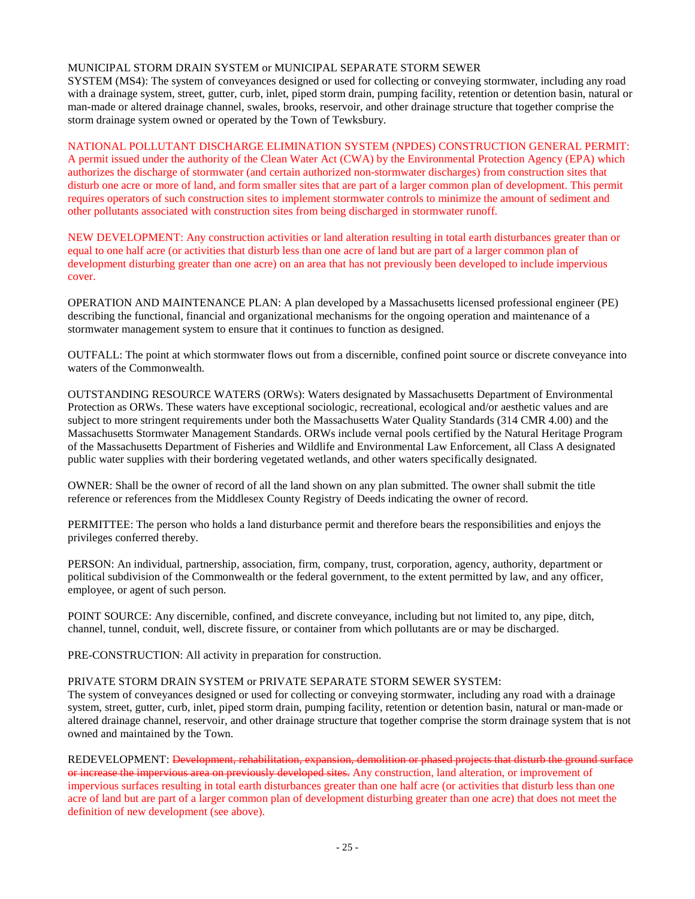MUNICIPAL STORM DRAIN SYSTEM or MUNICIPAL SEPARATE STORM SEWER SYSTEM (MS4): The system of conveyances designed or used for collecting or conveying stormwater, including any road with a drainage system, street, gutter, curb, inlet, piped storm drain, pumping facility, retention or detention basin, natural or man-made or altered drainage channel, swales, brooks, reservoir, and other drainage structure that together comprise the storm drainage system owned or operated by the Town of Tewksbury.

NATIONAL POLLUTANT DISCHARGE ELIMINATION SYSTEM (NPDES) CONSTRUCTION GENERAL PERMIT: A permit issued under the authority of the Clean Water Act (CWA) by the Environmental Protection Agency (EPA) which authorizes the discharge of stormwater (and certain authorized non-stormwater discharges) from construction sites that disturb one acre or more of land, and form smaller sites that are part of a larger common plan of development. This permit requires operators of such construction sites to implement stormwater controls to minimize the amount of sediment and other pollutants associated with construction sites from being discharged in stormwater runoff.

NEW DEVELOPMENT: Any construction activities or land alteration resulting in total earth disturbances greater than or equal to one half acre (or activities that disturb less than one acre of land but are part of a larger common plan of development disturbing greater than one acre) on an area that has not previously been developed to include impervious cover.

OPERATION AND MAINTENANCE PLAN: A plan developed by a Massachusetts licensed professional engineer (PE) describing the functional, financial and organizational mechanisms for the ongoing operation and maintenance of a stormwater management system to ensure that it continues to function as designed.

OUTFALL: The point at which stormwater flows out from a discernible, confined point source or discrete conveyance into waters of the Commonwealth.

OUTSTANDING RESOURCE WATERS (ORWs): Waters designated by Massachusetts Department of Environmental Protection as ORWs. These waters have exceptional sociologic, recreational, ecological and/or aesthetic values and are subject to more stringent requirements under both the Massachusetts Water Quality Standards (314 CMR 4.00) and the Massachusetts Stormwater Management Standards. ORWs include vernal pools certified by the Natural Heritage Program of the Massachusetts Department of Fisheries and Wildlife and Environmental Law Enforcement, all Class A designated public water supplies with their bordering vegetated wetlands, and other waters specifically designated.

OWNER: Shall be the owner of record of all the land shown on any plan submitted. The owner shall submit the title reference or references from the Middlesex County Registry of Deeds indicating the owner of record.

PERMITTEE: The person who holds a land disturbance permit and therefore bears the responsibilities and enjoys the privileges conferred thereby.

PERSON: An individual, partnership, association, firm, company, trust, corporation, agency, authority, department or political subdivision of the Commonwealth or the federal government, to the extent permitted by law, and any officer, employee, or agent of such person.

POINT SOURCE: Any discernible, confined, and discrete conveyance, including but not limited to, any pipe, ditch, channel, tunnel, conduit, well, discrete fissure, or container from which pollutants are or may be discharged.

PRE-CONSTRUCTION: All activity in preparation for construction.

PRIVATE STORM DRAIN SYSTEM or PRIVATE SEPARATE STORM SEWER SYSTEM: The system of conveyances designed or used for collecting or conveying stormwater, including any road with a drainage system, street, gutter, curb, inlet, piped storm drain, pumping facility, retention or detention basin, natural or man-made or altered drainage channel, reservoir, and other drainage structure that together comprise the storm drainage system that is not owned and maintained by the Town.

REDEVELOPMENT: ~~Development, rehabilitation, expansion, demolition or phased projects that disturb the ground surface or increase the impervious area on previously developed sites.~~ Any construction, land alteration, or improvement of impervious surfaces resulting in total earth disturbances greater than one half acre (or activities that disturb less than one acre of land but are part of a larger common plan of development disturbing greater than one acre) that does not meet the definition of new development (see above).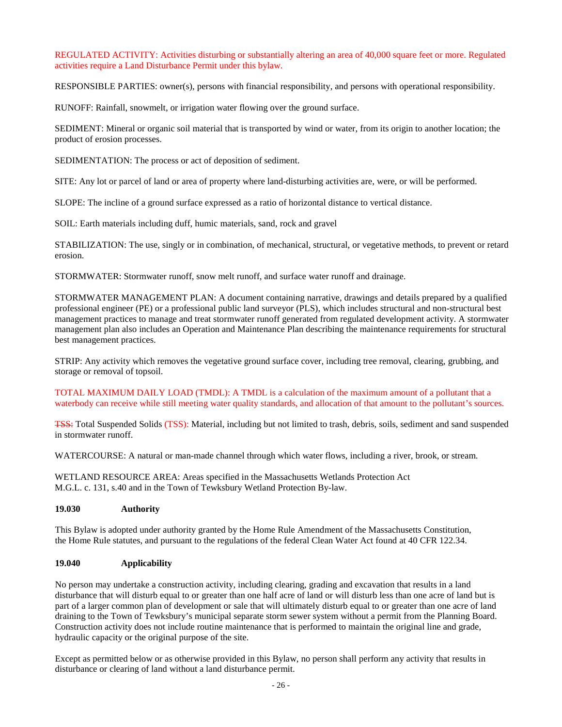REGULATED ACTIVITY: Activities disturbing or substantially altering an area of 40,000 square feet or more. Regulated activities require a Land Disturbance Permit under this bylaw.

RESPONSIBLE PARTIES: owner(s), persons with financial responsibility, and persons with operational responsibility.

RUNOFF: Rainfall, snowmelt, or irrigation water flowing over the ground surface.

SEDIMENT: Mineral or organic soil material that is transported by wind or water, from its origin to another location; the product of erosion processes.

SEDIMENTATION: The process or act of deposition of sediment.

SITE: Any lot or parcel of land or area of property where land-disturbing activities are, were, or will be performed.

SLOPE: The incline of a ground surface expressed as a ratio of horizontal distance to vertical distance.

SOIL: Earth materials including duff, humic materials, sand, rock and gravel

STABILIZATION: The use, singly or in combination, of mechanical, structural, or vegetative methods, to prevent or retard erosion.

STORMWATER: Stormwater runoff, snow melt runoff, and surface water runoff and drainage.

STORMWATER MANAGEMENT PLAN: A document containing narrative, drawings and details prepared by a qualified professional engineer (PE) or a professional public land surveyor (PLS), which includes structural and non-structural best management practices to manage and treat stormwater runoff generated from regulated development activity. A stormwater management plan also includes an Operation and Maintenance Plan describing the maintenance requirements for structural best management practices.

STRIP: Any activity which removes the vegetative ground surface cover, including tree removal, clearing, grubbing, and storage or removal of topsoil.

TOTAL MAXIMUM DAILY LOAD (TMDL): A TMDL is a calculation of the maximum amount of a pollutant that a waterbody can receive while still meeting water quality standards, and allocation of that amount to the pollutant's sources.

~~TSS:~~ Total Suspended Solids (TSS): Material, including but not limited to trash, debris, soils, sediment and sand suspended in stormwater runoff.

WATERCOURSE: A natural or man-made channel through which water flows, including a river, brook, or stream.

WETLAND RESOURCE AREA: Areas specified in the Massachusetts Wetlands Protection Act M.G.L. c. 131, s.40 and in the Town of Tewksbury Wetland Protection By-law.

### 19.030 Authority

This Bylaw is adopted under authority granted by the Home Rule Amendment of the Massachusetts Constitution, the Home Rule statutes, and pursuant to the regulations of the federal Clean Water Act found at 40 CFR 122.34.

### 19.040 Applicability

No person may undertake a construction activity, including clearing, grading and excavation that results in a land disturbance that will disturb equal to or greater than one half acre of land or will disturb less than one acre of land but is part of a larger common plan of development or sale that will ultimately disturb equal to or greater than one acre of land draining to the Town of Tewksbury's municipal separate storm sewer system without a permit from the Planning Board. Construction activity does not include routine maintenance that is performed to maintain the original line and grade, hydraulic capacity or the original purpose of the site.

Except as permitted below or as otherwise provided in this Bylaw, no person shall perform any activity that results in disturbance or clearing of land without a land disturbance permit.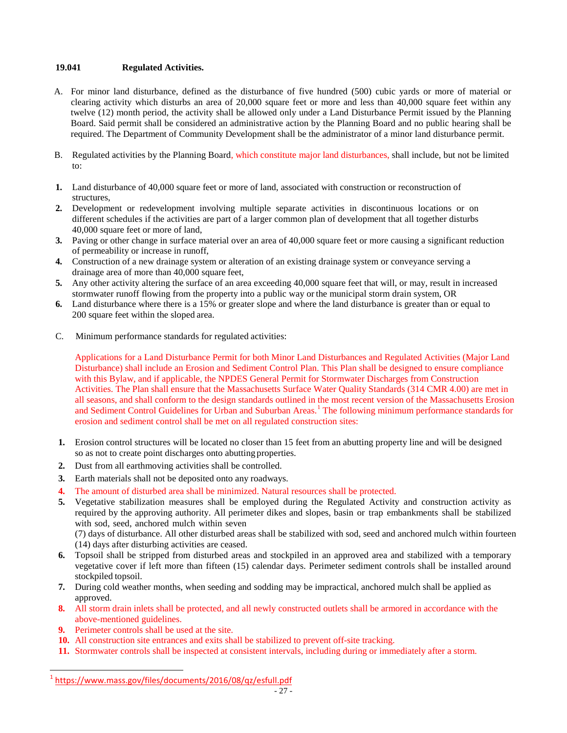### 19.041 Regulated Activities.

A. For minor land disturbance, defined as the disturbance of five hundred (500) cubic yards or more of material or clearing activity which disturbs an area of 20,000 square feet or more and less than 40,000 square feet within any twelve (12) month period, the activity shall be allowed only under a Land Disturbance Permit issued by the Planning Board. Said permit shall be considered an administrative action by the Planning Board and no public hearing shall be required. The Department of Community Development shall be the administrator of a minor land disturbance permit.

B. Regulated activities by the Planning Board, which constitute major land disturbances, shall include, but not be limited to:

1. Land disturbance of 40,000 square feet or more of land, associated with construction or reconstruction of structures,
2. Development or redevelopment involving multiple separate activities in discontinuous locations or on different schedules if the activities are part of a larger common plan of development that all together disturbs 40,000 square feet or more of land,
3. Paving or other change in surface material over an area of 40,000 square feet or more causing a significant reduction of permeability or increase in runoff,
4. Construction of a new drainage system or alteration of an existing drainage system or conveyance serving a drainage area of more than 40,000 square feet,
5. Any other activity altering the surface of an area exceeding 40,000 square feet that will, or may, result in increased stormwater runoff flowing from the property into a public way or the municipal storm drain system, OR
6. Land disturbance where there is a 15% or greater slope and where the land disturbance is greater than or equal to 200 square feet within the sloped area.

C. Minimum performance standards for regulated activities:

Applications for a Land Disturbance Permit for both Minor Land Disturbances and Regulated Activities (Major Land Disturbance) shall include an Erosion and Sediment Control Plan. This Plan shall be designed to ensure compliance with this Bylaw, and if applicable, the NPDES General Permit for Stormwater Discharges from Construction Activities. The Plan shall ensure that the Massachusetts Surface Water Quality Standards (314 CMR 4.00) are met in all seasons, and shall conform to the design standards outlined in the most recent version of the Massachusetts Erosion and Sediment Control Guidelines for Urban and Suburban Areas.[1] The following minimum performance standards for erosion and sediment control shall be met on all regulated construction sites:

1. Erosion control structures will be located no closer than 15 feet from an abutting property line and will be designed so as not to create point discharges onto abutting properties.
2. Dust from all earthmoving activities shall be controlled.
3. Earth materials shall not be deposited onto any roadways.
4. The amount of disturbed area shall be minimized. Natural resources shall be protected.
5. Vegetative stabilization measures shall be employed during the Regulated Activity and construction activity as required by the approving authority. All perimeter dikes and slopes, basin or trap embankments shall be stabilized with sod, seed, anchored mulch within seven (7) days of disturbance. All other disturbed areas shall be stabilized with sod, seed and anchored mulch within fourteen (14) days after disturbing activities are ceased.
6. Topsoil shall be stripped from disturbed areas and stockpiled in an approved area and stabilized with a temporary vegetative cover if left more than fifteen (15) calendar days. Perimeter sediment controls shall be installed around stockpiled topsoil.
7. During cold weather months, when seeding and sodding may be impractical, anchored mulch shall be applied as approved.
8. All storm drain inlets shall be protected, and all newly constructed outlets shall be armored in accordance with the above-mentioned guidelines.
9. Perimeter controls shall be used at the site.
10. All construction site entrances and exits shall be stabilized to prevent off-site tracking.
11. Stormwater controls shall be inspected at consistent intervals, including during or immediately after a storm.

[1] https://www.mass.gov/files/documents/2016/08/qz/esfull.pdf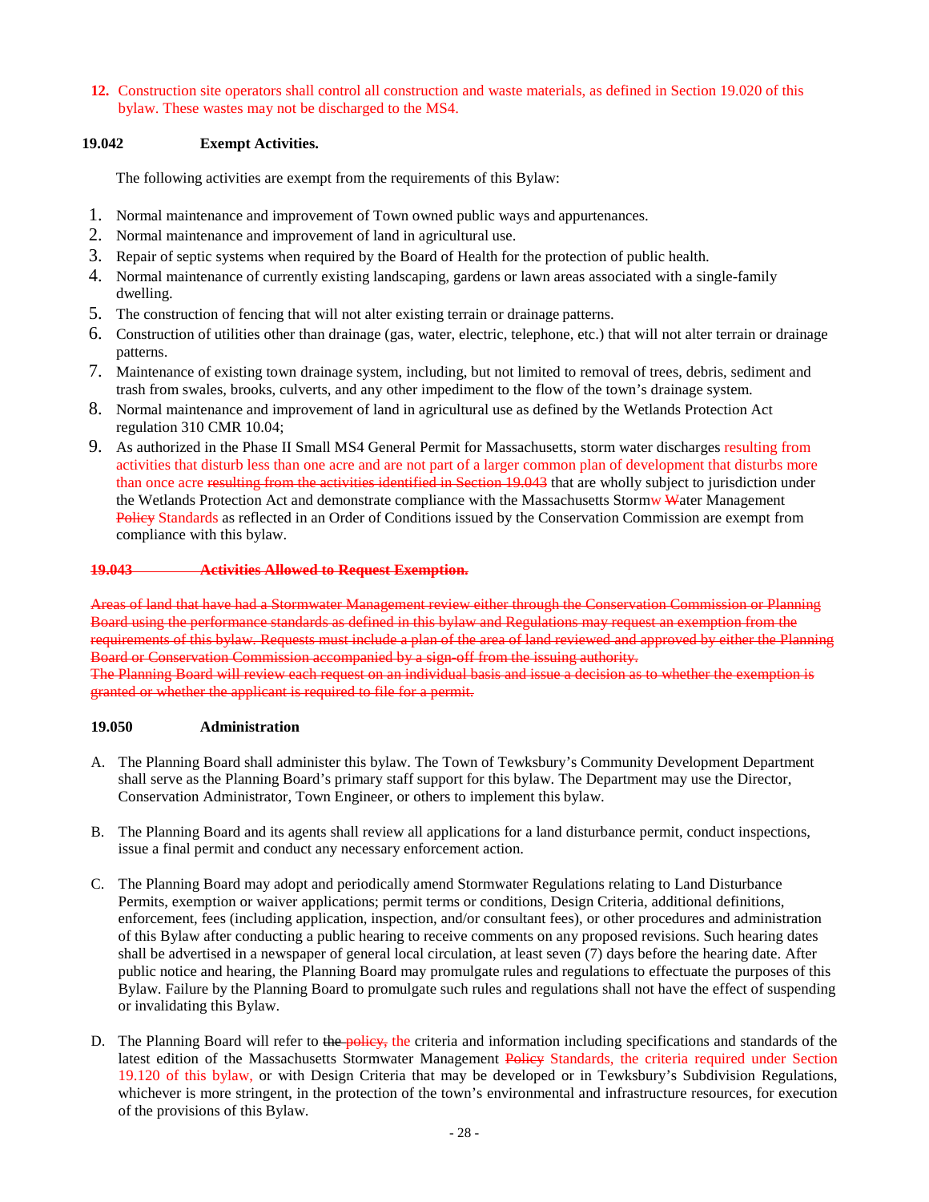**12.** Construction site operators shall control all construction and waste materials, as defined in Section 19.020 of this bylaw. These wastes may not be discharged to the MS4.

### 19.042 Exempt Activities.

The following activities are exempt from the requirements of this Bylaw:

1. Normal maintenance and improvement of Town owned public ways and appurtenances.
2. Normal maintenance and improvement of land in agricultural use.
3. Repair of septic systems when required by the Board of Health for the protection of public health.
4. Normal maintenance of currently existing landscaping, gardens or lawn areas associated with a single-family dwelling.
5. The construction of fencing that will not alter existing terrain or drainage patterns.
6. Construction of utilities other than drainage (gas, water, electric, telephone, etc.) that will not alter terrain or drainage patterns.
7. Maintenance of existing town drainage system, including, but not limited to removal of trees, debris, sediment and trash from swales, brooks, culverts, and any other impediment to the flow of the town's drainage system.
8. Normal maintenance and improvement of land in agricultural use as defined by the Wetlands Protection Act regulation 310 CMR 10.04;
9. As authorized in the Phase II Small MS4 General Permit for Massachusetts, storm water discharges resulting from activities that disturb less than one acre and are not part of a larger common plan of development that disturbs more than once acre ~~resulting from the activities identified in Section 19.043~~ that are wholly subject to jurisdiction under the Wetlands Protection Act and demonstrate compliance with the Massachusetts Stormw ~~W~~ater Management ~~Policy~~ Standards as reflected in an Order of Conditions issued by the Conservation Commission are exempt from compliance with this bylaw.

### ~~19.043 Activities Allowed to Request Exemption.~~

~~Areas of land that have had a Stormwater Management review either through the Conservation Commission or Planning Board using the performance standards as defined in this bylaw and Regulations may request an exemption from the requirements of this bylaw. Requests must include a plan of the area of land reviewed and approved by either the Planning Board or Conservation Commission accompanied by a sign-off from the issuing authority.~~
~~The Planning Board will review each request on an individual basis and issue a decision as to whether the exemption is granted or whether the applicant is required to file for a permit.~~

### 19.050 Administration

A. The Planning Board shall administer this bylaw. The Town of Tewksbury's Community Development Department shall serve as the Planning Board's primary staff support for this bylaw. The Department may use the Director, Conservation Administrator, Town Engineer, or others to implement this bylaw.

B. The Planning Board and its agents shall review all applications for a land disturbance permit, conduct inspections, issue a final permit and conduct any necessary enforcement action.

C. The Planning Board may adopt and periodically amend Stormwater Regulations relating to Land Disturbance Permits, exemption or waiver applications; permit terms or conditions, Design Criteria, additional definitions, enforcement, fees (including application, inspection, and/or consultant fees), or other procedures and administration of this Bylaw after conducting a public hearing to receive comments on any proposed revisions. Such hearing dates shall be advertised in a newspaper of general local circulation, at least seven (7) days before the hearing date. After public notice and hearing, the Planning Board may promulgate rules and regulations to effectuate the purposes of this Bylaw. Failure by the Planning Board to promulgate such rules and regulations shall not have the effect of suspending or invalidating this Bylaw.

D. The Planning Board will refer to ~~the policy,~~ the criteria and information including specifications and standards of the latest edition of the Massachusetts Stormwater Management ~~Policy~~ Standards, the criteria required under Section 19.120 of this bylaw, or with Design Criteria that may be developed or in Tewksbury's Subdivision Regulations, whichever is more stringent, in the protection of the town's environmental and infrastructure resources, for execution of the provisions of this Bylaw.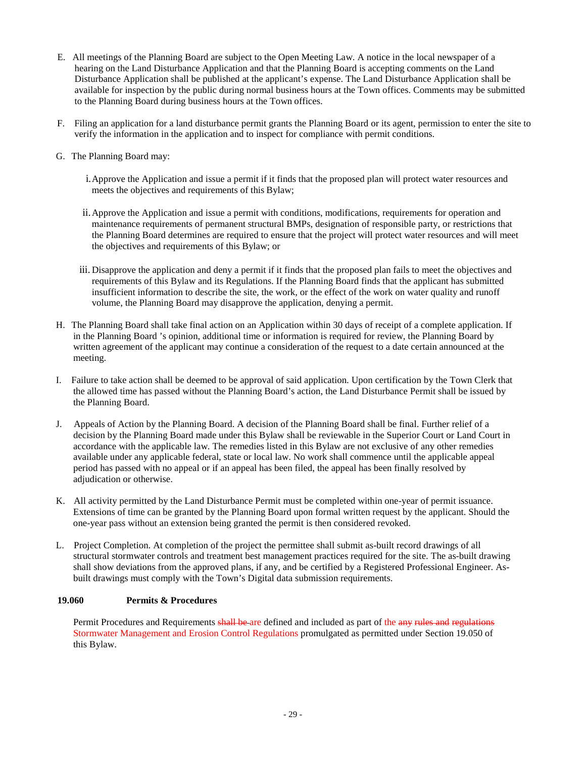E. All meetings of the Planning Board are subject to the Open Meeting Law. A notice in the local newspaper of a hearing on the Land Disturbance Application and that the Planning Board is accepting comments on the Land Disturbance Application shall be published at the applicant's expense. The Land Disturbance Application shall be available for inspection by the public during normal business hours at the Town offices. Comments may be submitted to the Planning Board during business hours at the Town offices.

F. Filing an application for a land disturbance permit grants the Planning Board or its agent, permission to enter the site to verify the information in the application and to inspect for compliance with permit conditions.

G. The Planning Board may:

   i. Approve the Application and issue a permit if it finds that the proposed plan will protect water resources and meets the objectives and requirements of this Bylaw;

   ii. Approve the Application and issue a permit with conditions, modifications, requirements for operation and maintenance requirements of permanent structural BMPs, designation of responsible party, or restrictions that the Planning Board determines are required to ensure that the project will protect water resources and will meet the objectives and requirements of this Bylaw; or

   iii. Disapprove the application and deny a permit if it finds that the proposed plan fails to meet the objectives and requirements of this Bylaw and its Regulations. If the Planning Board finds that the applicant has submitted insufficient information to describe the site, the work, or the effect of the work on water quality and runoff volume, the Planning Board may disapprove the application, denying a permit.

H. The Planning Board shall take final action on an Application within 30 days of receipt of a complete application. If in the Planning Board 's opinion, additional time or information is required for review, the Planning Board by written agreement of the applicant may continue a consideration of the request to a date certain announced at the meeting.

I. Failure to take action shall be deemed to be approval of said application. Upon certification by the Town Clerk that the allowed time has passed without the Planning Board's action, the Land Disturbance Permit shall be issued by the Planning Board.

J. Appeals of Action by the Planning Board. A decision of the Planning Board shall be final. Further relief of a decision by the Planning Board made under this Bylaw shall be reviewable in the Superior Court or Land Court in accordance with the applicable law. The remedies listed in this Bylaw are not exclusive of any other remedies available under any applicable federal, state or local law. No work shall commence until the applicable appeal period has passed with no appeal or if an appeal has been filed, the appeal has been finally resolved by adjudication or otherwise.

K. All activity permitted by the Land Disturbance Permit must be completed within one-year of permit issuance. Extensions of time can be granted by the Planning Board upon formal written request by the applicant. Should the one-year pass without an extension being granted the permit is then considered revoked.

L. Project Completion. At completion of the project the permittee shall submit as-built record drawings of all structural stormwater controls and treatment best management practices required for the site. The as-built drawing shall show deviations from the approved plans, if any, and be certified by a Registered Professional Engineer. As-built drawings must comply with the Town's Digital data submission requirements.

**19.060 Permits & Procedures**

Permit Procedures and Requirements ~~shall be~~ are defined and included as part of the ~~any rules and regulations~~ Stormwater Management and Erosion Control Regulations promulgated as permitted under Section 19.050 of this Bylaw.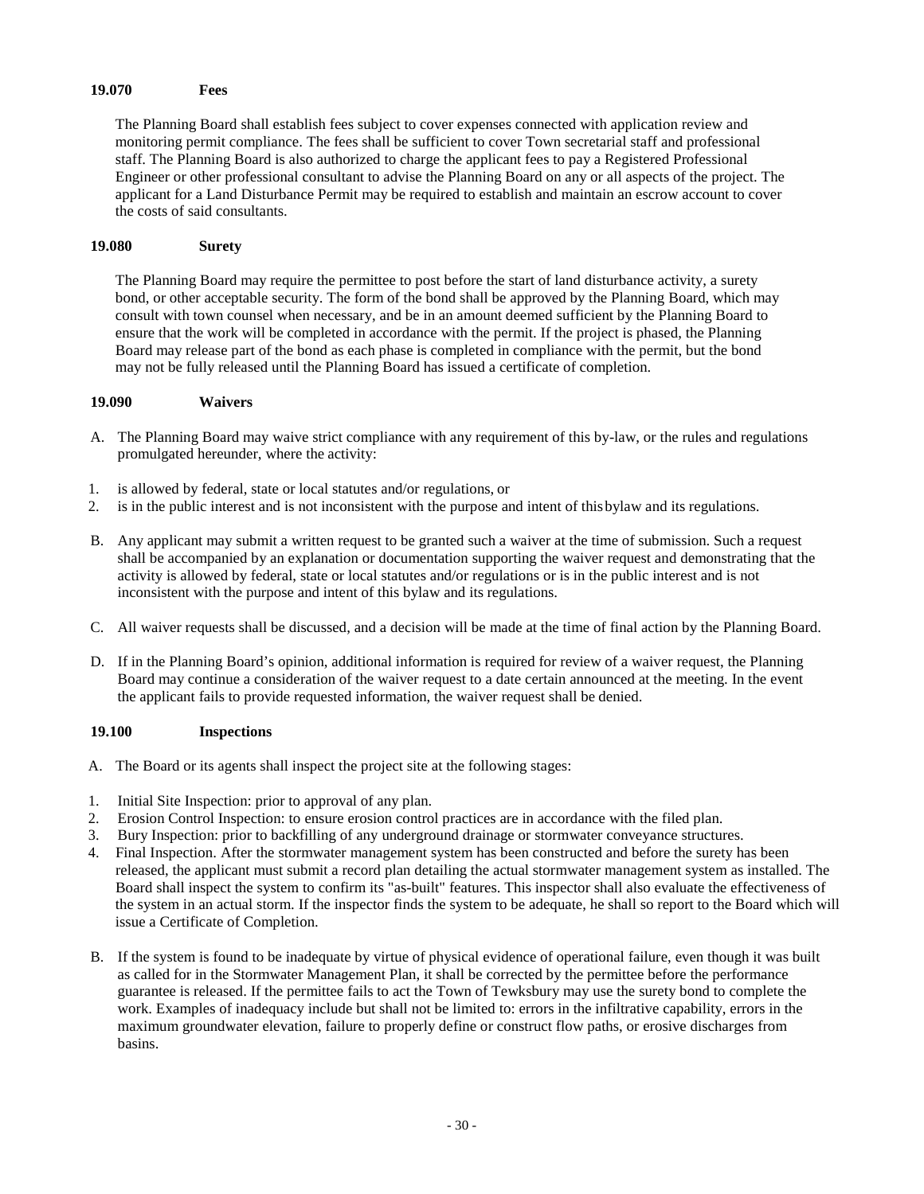### 19.070 Fees

The Planning Board shall establish fees subject to cover expenses connected with application review and monitoring permit compliance. The fees shall be sufficient to cover Town secretarial staff and professional staff. The Planning Board is also authorized to charge the applicant fees to pay a Registered Professional Engineer or other professional consultant to advise the Planning Board on any or all aspects of the project. The applicant for a Land Disturbance Permit may be required to establish and maintain an escrow account to cover the costs of said consultants.

### 19.080 Surety

The Planning Board may require the permittee to post before the start of land disturbance activity, a surety bond, or other acceptable security. The form of the bond shall be approved by the Planning Board, which may consult with town counsel when necessary, and be in an amount deemed sufficient by the Planning Board to ensure that the work will be completed in accordance with the permit. If the project is phased, the Planning Board may release part of the bond as each phase is completed in compliance with the permit, but the bond may not be fully released until the Planning Board has issued a certificate of completion.

### 19.090 Waivers

A. The Planning Board may waive strict compliance with any requirement of this by-law, or the rules and regulations promulgated hereunder, where the activity:

1. is allowed by federal, state or local statutes and/or regulations, or
2. is in the public interest and is not inconsistent with the purpose and intent of this bylaw and its regulations.

B. Any applicant may submit a written request to be granted such a waiver at the time of submission. Such a request shall be accompanied by an explanation or documentation supporting the waiver request and demonstrating that the activity is allowed by federal, state or local statutes and/or regulations or is in the public interest and is not inconsistent with the purpose and intent of this bylaw and its regulations.

C. All waiver requests shall be discussed, and a decision will be made at the time of final action by the Planning Board.

D. If in the Planning Board's opinion, additional information is required for review of a waiver request, the Planning Board may continue a consideration of the waiver request to a date certain announced at the meeting. In the event the applicant fails to provide requested information, the waiver request shall be denied.

### 19.100 Inspections

A. The Board or its agents shall inspect the project site at the following stages:

1. Initial Site Inspection: prior to approval of any plan.
2. Erosion Control Inspection: to ensure erosion control practices are in accordance with the filed plan.
3. Bury Inspection: prior to backfilling of any underground drainage or stormwater conveyance structures.
4. Final Inspection. After the stormwater management system has been constructed and before the surety has been released, the applicant must submit a record plan detailing the actual stormwater management system as installed. The Board shall inspect the system to confirm its "as-built" features. This inspector shall also evaluate the effectiveness of the system in an actual storm. If the inspector finds the system to be adequate, he shall so report to the Board which will issue a Certificate of Completion.

B. If the system is found to be inadequate by virtue of physical evidence of operational failure, even though it was built as called for in the Stormwater Management Plan, it shall be corrected by the permittee before the performance guarantee is released. If the permittee fails to act the Town of Tewksbury may use the surety bond to complete the work. Examples of inadequacy include but shall not be limited to: errors in the infiltrative capability, errors in the maximum groundwater elevation, failure to properly define or construct flow paths, or erosive discharges from basins.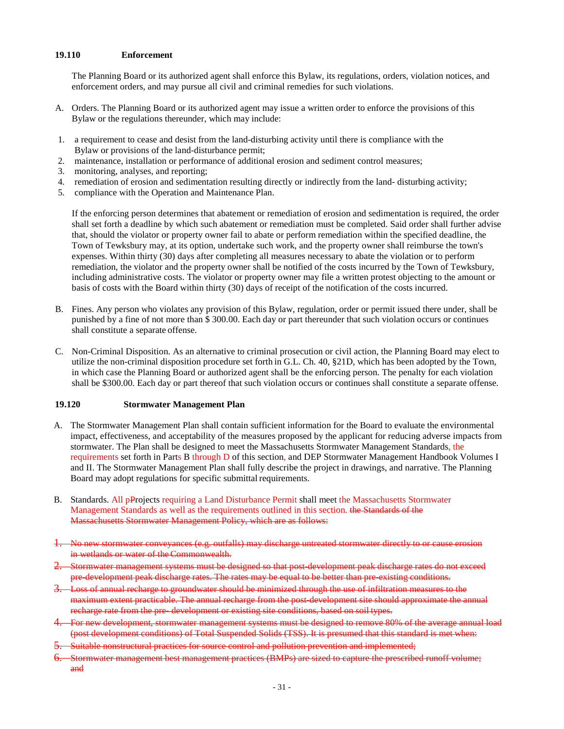### 19.110 Enforcement

The Planning Board or its authorized agent shall enforce this Bylaw, its regulations, orders, violation notices, and enforcement orders, and may pursue all civil and criminal remedies for such violations.

A. Orders. The Planning Board or its authorized agent may issue a written order to enforce the provisions of this Bylaw or the regulations thereunder, which may include:

1. a requirement to cease and desist from the land-disturbing activity until there is compliance with the Bylaw or provisions of the land-disturbance permit;
2. maintenance, installation or performance of additional erosion and sediment control measures;
3. monitoring, analyses, and reporting;
4. remediation of erosion and sedimentation resulting directly or indirectly from the land- disturbing activity;
5. compliance with the Operation and Maintenance Plan.

If the enforcing person determines that abatement or remediation of erosion and sedimentation is required, the order shall set forth a deadline by which such abatement or remediation must be completed. Said order shall further advise that, should the violator or property owner fail to abate or perform remediation within the specified deadline, the Town of Tewksbury may, at its option, undertake such work, and the property owner shall reimburse the town's expenses. Within thirty (30) days after completing all measures necessary to abate the violation or to perform remediation, the violator and the property owner shall be notified of the costs incurred by the Town of Tewksbury, including administrative costs. The violator or property owner may file a written protest objecting to the amount or basis of costs with the Board within thirty (30) days of receipt of the notification of the costs incurred.

B. Fines. Any person who violates any provision of this Bylaw, regulation, order or permit issued there under, shall be punished by a fine of not more than $ 300.00. Each day or part thereunder that such violation occurs or continues shall constitute a separate offense.

C. Non-Criminal Disposition. As an alternative to criminal prosecution or civil action, the Planning Board may elect to utilize the non-criminal disposition procedure set forth in G.L. Ch. 40, §21D, which has been adopted by the Town, in which case the Planning Board or authorized agent shall be the enforcing person. The penalty for each violation shall be $300.00. Each day or part thereof that such violation occurs or continues shall constitute a separate offense.

### 19.120 Stormwater Management Plan

A. The Stormwater Management Plan shall contain sufficient information for the Board to evaluate the environmental impact, effectiveness, and acceptability of the measures proposed by the applicant for reducing adverse impacts from stormwater. The Plan shall be designed to meet the Massachusetts Stormwater Management Standards, the requirements set forth in Parts B through D of this section, and DEP Stormwater Management Handbook Volumes I and II. The Stormwater Management Plan shall fully describe the project in drawings, and narrative. The Planning Board may adopt regulations for specific submittal requirements.

B. Standards. All p~~P~~rojects requiring a Land Disturbance Permit shall meet the Massachusetts Stormwater Management Standards as well as the requirements outlined in this section. ~~the Standards of the Massachusetts Stormwater Management Policy, which are as follows:~~

1. ~~No new stormwater conveyances (e.g. outfalls) may discharge untreated stormwater directly to or cause erosion in wetlands or water of the Commonwealth.~~
2. ~~Stormwater management systems must be designed so that post-development peak discharge rates do not exceed pre-development peak discharge rates. The rates may be equal to be better than pre-existing conditions.~~
3. ~~Loss of annual recharge to groundwater should be minimized through the use of infiltration measures to the maximum extent practicable. The annual recharge from the post-development site should approximate the annual recharge rate from the pre- development or existing site conditions, based on soil types.~~
4. ~~For new development, stormwater management systems must be designed to remove 80% of the average annual load (post development conditions) of Total Suspended Solids (TSS). It is presumed that this standard is met when:~~
5. ~~Suitable nonstructural practices for source control and pollution prevention and implemented;~~
6. ~~Stormwater management best management practices (BMPs) are sized to capture the prescribed runoff volume; and~~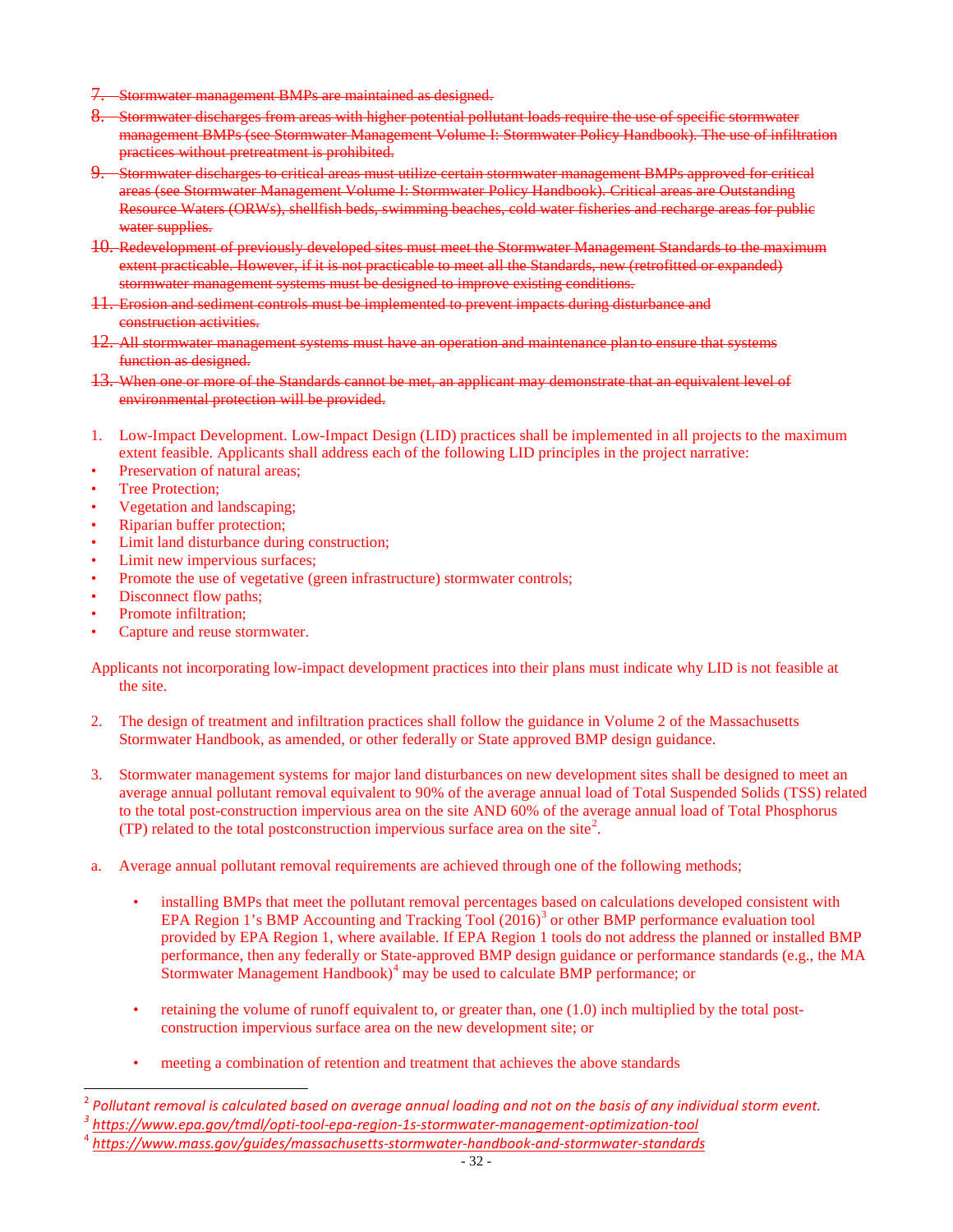7. ~~Stormwater management BMPs are maintained as designed.~~
8. ~~Stormwater discharges from areas with higher potential pollutant loads require the use of specific stormwater management BMPs (see Stormwater Management Volume I: Stormwater Policy Handbook). The use of infiltration practices without pretreatment is prohibited.~~
9. ~~Stormwater discharges to critical areas must utilize certain stormwater management BMPs approved for critical areas (see Stormwater Management Volume I: Stormwater Policy Handbook). Critical areas are Outstanding Resource Waters (ORWs), shellfish beds, swimming beaches, cold water fisheries and recharge areas for public water supplies.~~
10. ~~Redevelopment of previously developed sites must meet the Stormwater Management Standards to the maximum extent practicable. However, if it is not practicable to meet all the Standards, new (retrofitted or expanded) stormwater management systems must be designed to improve existing conditions.~~
11. ~~Erosion and sediment controls must be implemented to prevent impacts during disturbance and construction activities.~~
12. ~~All stormwater management systems must have an operation and maintenance plan to ensure that systems function as designed.~~
13. ~~When one or more of the Standards cannot be met, an applicant may demonstrate that an equivalent level of environmental protection will be provided.~~

1. Low-Impact Development. Low-Impact Design (LID) practices shall be implemented in all projects to the maximum extent feasible. Applicants shall address each of the following LID principles in the project narrative:

- Preservation of natural areas;
- Tree Protection;
- Vegetation and landscaping;
- Riparian buffer protection;
- Limit land disturbance during construction;
- Limit new impervious surfaces;
- Promote the use of vegetative (green infrastructure) stormwater controls;
- Disconnect flow paths;
- Promote infiltration;
- Capture and reuse stormwater.

Applicants not incorporating low-impact development practices into their plans must indicate why LID is not feasible at the site.

2. The design of treatment and infiltration practices shall follow the guidance in Volume 2 of the Massachusetts Stormwater Handbook, as amended, or other federally or State approved BMP design guidance.

3. Stormwater management systems for major land disturbances on new development sites shall be designed to meet an average annual pollutant removal equivalent to 90% of the average annual load of Total Suspended Solids (TSS) related to the total post-construction impervious area on the site AND 60% of the average annual load of Total Phosphorus (TP) related to the total postconstruction impervious surface area on the site[2].

a. Average annual pollutant removal requirements are achieved through one of the following methods;

   - installing BMPs that meet the pollutant removal percentages based on calculations developed consistent with EPA Region 1's BMP Accounting and Tracking Tool (2016)[3] or other BMP performance evaluation tool provided by EPA Region 1, where available. If EPA Region 1 tools do not address the planned or installed BMP performance, then any federally or State-approved BMP design guidance or performance standards (e.g., the MA Stormwater Management Handbook)[4] may be used to calculate BMP performance; or

   - retaining the volume of runoff equivalent to, or greater than, one (1.0) inch multiplied by the total post-construction impervious surface area on the new development site; or

   - meeting a combination of retention and treatment that achieves the above standards

---

[2] *Pollutant removal is calculated based on average annual loading and not on the basis of any individual storm event.*

[3] *https://www.epa.gov/tmdl/opti-tool-epa-region-1s-stormwater-management-optimization-tool*

[4] *https://www.mass.gov/guides/massachusetts-stormwater-handbook-and-stormwater-standards*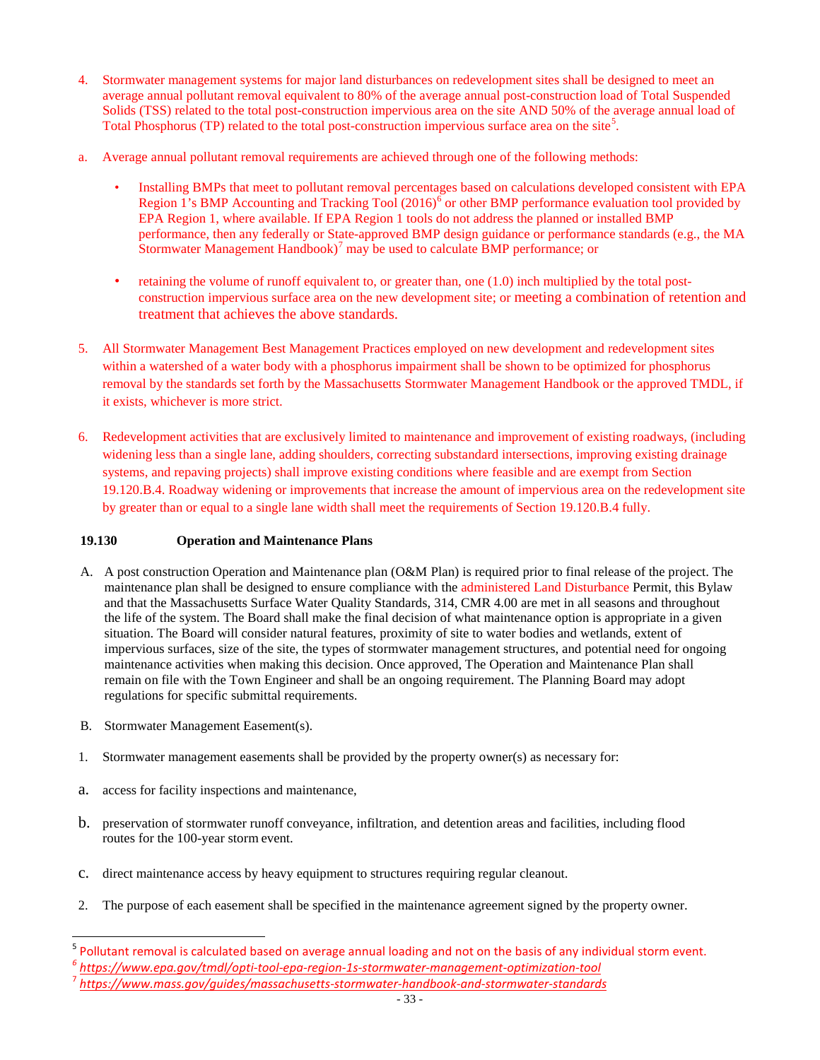4. Stormwater management systems for major land disturbances on redevelopment sites shall be designed to meet an average annual pollutant removal equivalent to 80% of the average annual post-construction load of Total Suspended Solids (TSS) related to the total post-construction impervious area on the site AND 50% of the average annual load of Total Phosphorus (TP) related to the total post-construction impervious surface area on the site[5].

a. Average annual pollutant removal requirements are achieved through one of the following methods:

- Installing BMPs that meet to pollutant removal percentages based on calculations developed consistent with EPA Region 1's BMP Accounting and Tracking Tool (2016)[6] or other BMP performance evaluation tool provided by EPA Region 1, where available. If EPA Region 1 tools do not address the planned or installed BMP performance, then any federally or State-approved BMP design guidance or performance standards (e.g., the MA Stormwater Management Handbook)[7] may be used to calculate BMP performance; or

- retaining the volume of runoff equivalent to, or greater than, one (1.0) inch multiplied by the total post-construction impervious surface area on the new development site; or meeting a combination of retention and treatment that achieves the above standards.

5. All Stormwater Management Best Management Practices employed on new development and redevelopment sites within a watershed of a water body with a phosphorus impairment shall be shown to be optimized for phosphorus removal by the standards set forth by the Massachusetts Stormwater Management Handbook or the approved TMDL, if it exists, whichever is more strict.

6. Redevelopment activities that are exclusively limited to maintenance and improvement of existing roadways, (including widening less than a single lane, adding shoulders, correcting substandard intersections, improving existing drainage systems, and repaving projects) shall improve existing conditions where feasible and are exempt from Section 19.120.B.4. Roadway widening or improvements that increase the amount of impervious area on the redevelopment site by greater than or equal to a single lane width shall meet the requirements of Section 19.120.B.4 fully.

### 19.130 Operation and Maintenance Plans

A. A post construction Operation and Maintenance plan (O&M Plan) is required prior to final release of the project. The maintenance plan shall be designed to ensure compliance with the administered Land Disturbance Permit, this Bylaw and that the Massachusetts Surface Water Quality Standards, 314, CMR 4.00 are met in all seasons and throughout the life of the system. The Board shall make the final decision of what maintenance option is appropriate in a given situation. The Board will consider natural features, proximity of site to water bodies and wetlands, extent of impervious surfaces, size of the site, the types of stormwater management structures, and potential need for ongoing maintenance activities when making this decision. Once approved, The Operation and Maintenance Plan shall remain on file with the Town Engineer and shall be an ongoing requirement. The Planning Board may adopt regulations for specific submittal requirements.

B. Stormwater Management Easement(s).

1. Stormwater management easements shall be provided by the property owner(s) as necessary for:

a. access for facility inspections and maintenance,

b. preservation of stormwater runoff conveyance, infiltration, and detention areas and facilities, including flood routes for the 100-year storm event.

c. direct maintenance access by heavy equipment to structures requiring regular cleanout.

2. The purpose of each easement shall be specified in the maintenance agreement signed by the property owner.

---

[5] Pollutant removal is calculated based on average annual loading and not on the basis of any individual storm event.

[6] https://www.epa.gov/tmdl/opti-tool-epa-region-1s-stormwater-management-optimization-tool

[7] https://www.mass.gov/guides/massachusetts-stormwater-handbook-and-stormwater-standards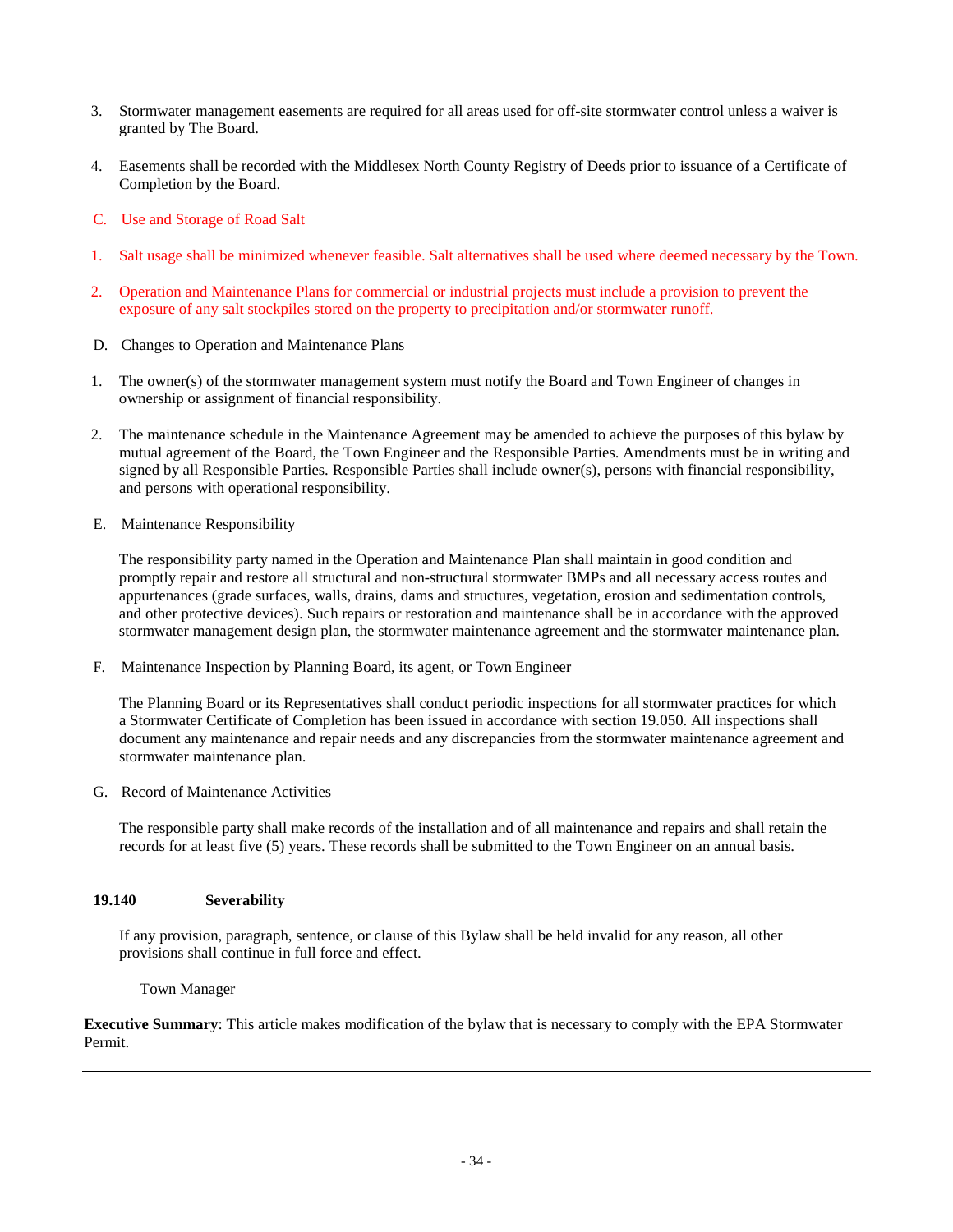3. Stormwater management easements are required for all areas used for off-site stormwater control unless a waiver is granted by The Board.

4. Easements shall be recorded with the Middlesex North County Registry of Deeds prior to issuance of a Certificate of Completion by the Board.

C. Use and Storage of Road Salt

1. Salt usage shall be minimized whenever feasible. Salt alternatives shall be used where deemed necessary by the Town.

2. Operation and Maintenance Plans for commercial or industrial projects must include a provision to prevent the exposure of any salt stockpiles stored on the property to precipitation and/or stormwater runoff.

D. Changes to Operation and Maintenance Plans

1. The owner(s) of the stormwater management system must notify the Board and Town Engineer of changes in ownership or assignment of financial responsibility.

2. The maintenance schedule in the Maintenance Agreement may be amended to achieve the purposes of this bylaw by mutual agreement of the Board, the Town Engineer and the Responsible Parties. Amendments must be in writing and signed by all Responsible Parties. Responsible Parties shall include owner(s), persons with financial responsibility, and persons with operational responsibility.

E. Maintenance Responsibility

The responsibility party named in the Operation and Maintenance Plan shall maintain in good condition and promptly repair and restore all structural and non-structural stormwater BMPs and all necessary access routes and appurtenances (grade surfaces, walls, drains, dams and structures, vegetation, erosion and sedimentation controls, and other protective devices). Such repairs or restoration and maintenance shall be in accordance with the approved stormwater management design plan, the stormwater maintenance agreement and the stormwater maintenance plan.

F. Maintenance Inspection by Planning Board, its agent, or Town Engineer

The Planning Board or its Representatives shall conduct periodic inspections for all stormwater practices for which a Stormwater Certificate of Completion has been issued in accordance with section 19.050. All inspections shall document any maintenance and repair needs and any discrepancies from the stormwater maintenance agreement and stormwater maintenance plan.

G. Record of Maintenance Activities

The responsible party shall make records of the installation and of all maintenance and repairs and shall retain the records for at least five (5) years. These records shall be submitted to the Town Engineer on an annual basis.

**19.140 Severability**

If any provision, paragraph, sentence, or clause of this Bylaw shall be held invalid for any reason, all other provisions shall continue in full force and effect.

Town Manager

**Executive Summary**: This article makes modification of the bylaw that is necessary to comply with the EPA Stormwater Permit.

---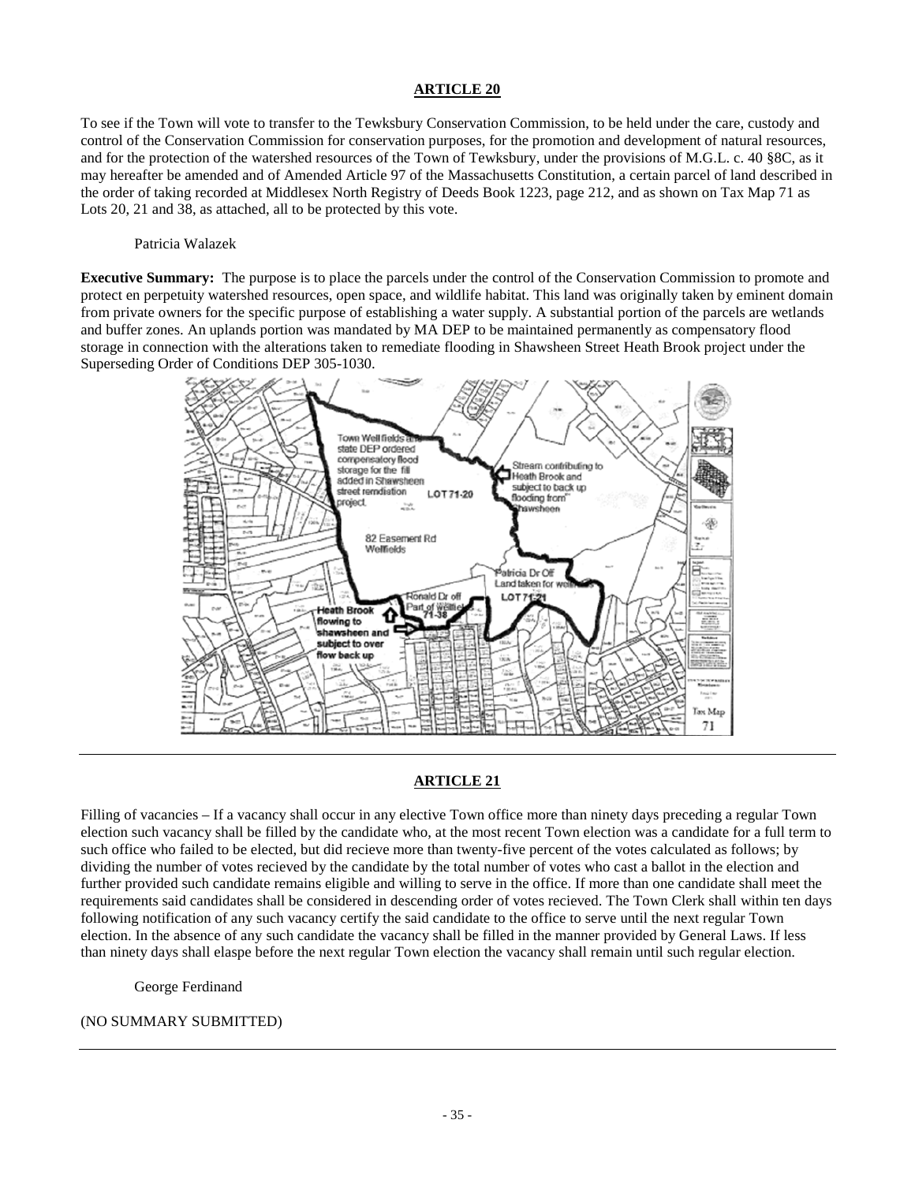## ARTICLE 20

To see if the Town will vote to transfer to the Tewksbury Conservation Commission, to be held under the care, custody and control of the Conservation Commission for conservation purposes, for the promotion and development of natural resources, and for the protection of the watershed resources of the Town of Tewksbury, under the provisions of M.G.L. c. 40 §8C, as it may hereafter be amended and of Amended Article 97 of the Massachusetts Constitution, a certain parcel of land described in the order of taking recorded at Middlesex North Registry of Deeds Book 1223, page 212, and as shown on Tax Map 71 as Lots 20, 21 and 38, as attached, all to be protected by this vote.

Patricia Walazek

**Executive Summary:** The purpose is to place the parcels under the control of the Conservation Commission to promote and protect en perpetuity watershed resources, open space, and wildlife habitat. This land was originally taken by eminent domain from private owners for the specific purpose of establishing a water supply. A substantial portion of the parcels are wetlands and buffer zones. An uplands portion was mandated by MA DEP to be maintained permanently as compensatory flood storage in connection with the alterations taken to remediate flooding in Shawsheen Street Heath Brook project under the Superseding Order of Conditions DEP 305-1030.

## ARTICLE 21

Filling of vacancies – If a vacancy shall occur in any elective Town office more than ninety days preceding a regular Town election such vacancy shall be filled by the candidate who, at the most recent Town election was a candidate for a full term to such office who failed to be elected, but did recieve more than twenty-five percent of the votes calculated as follows; by dividing the number of votes recieved by the candidate by the total number of votes who cast a ballot in the election and further provided such candidate remains eligible and willing to serve in the office. If more than one candidate shall meet the requirements said candidates shall be considered in descending order of votes recieved. The Town Clerk shall within ten days following notification of any such vacancy certify the said candidate to the office to serve until the next regular Town election. In the absence of any such candidate the vacancy shall be filled in the manner provided by General Laws. If less than ninety days shall elaspe before the next regular Town election the vacancy shall remain until such regular election.

George Ferdinand

(NO SUMMARY SUBMITTED)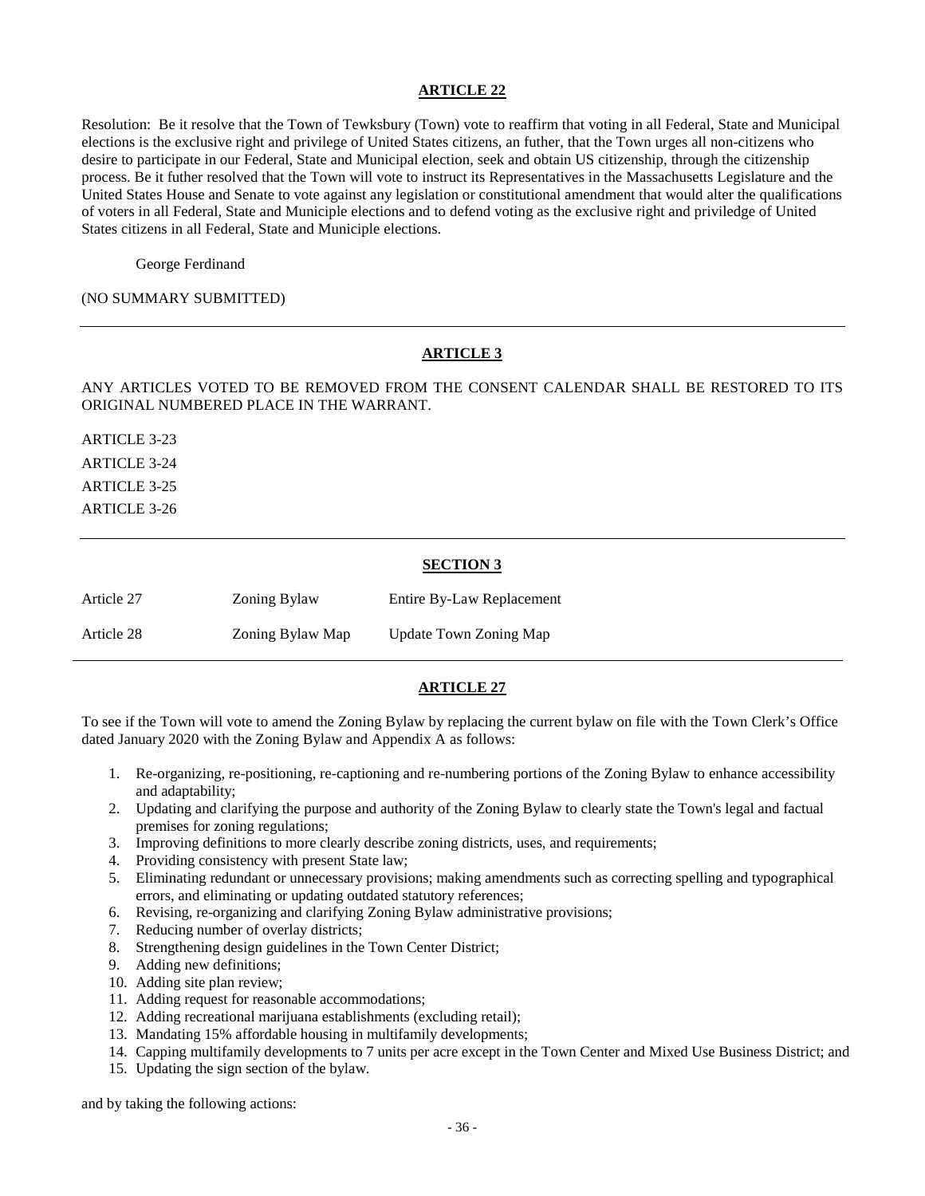## ARTICLE 22

Resolution: Be it resolve that the Town of Tewksbury (Town) vote to reaffirm that voting in all Federal, State and Municipal elections is the exclusive right and privilege of United States citizens, an futher, that the Town urges all non-citizens who desire to participate in our Federal, State and Municipal election, seek and obtain US citizenship, through the citizenship process. Be it futher resolved that the Town will vote to instruct its Representatives in the Massachusetts Legislature and the United States House and Senate to vote against any legislation or constitutional amendment that would alter the qualifications of voters in all Federal, State and Municiple elections and to defend voting as the exclusive right and priviledge of United States citizens in all Federal, State and Municiple elections.

George Ferdinand

(NO SUMMARY SUBMITTED)

---

## ARTICLE 3

ANY ARTICLES VOTED TO BE REMOVED FROM THE CONSENT CALENDAR SHALL BE RESTORED TO ITS ORIGINAL NUMBERED PLACE IN THE WARRANT.

ARTICLE 3-23

ARTICLE 3-24

ARTICLE 3-25

ARTICLE 3-26

---

## SECTION 3

| | | |
|---|---|---|
| Article 27 | Zoning Bylaw | Entire By-Law Replacement |
| Article 28 | Zoning Bylaw Map | Update Town Zoning Map |

---

## ARTICLE 27

To see if the Town will vote to amend the Zoning Bylaw by replacing the current bylaw on file with the Town Clerk's Office dated January 2020 with the Zoning Bylaw and Appendix A as follows:

1. Re-organizing, re-positioning, re-captioning and re-numbering portions of the Zoning Bylaw to enhance accessibility and adaptability;
2. Updating and clarifying the purpose and authority of the Zoning Bylaw to clearly state the Town's legal and factual premises for zoning regulations;
3. Improving definitions to more clearly describe zoning districts, uses, and requirements;
4. Providing consistency with present State law;
5. Eliminating redundant or unnecessary provisions; making amendments such as correcting spelling and typographical errors, and eliminating or updating outdated statutory references;
6. Revising, re-organizing and clarifying Zoning Bylaw administrative provisions;
7. Reducing number of overlay districts;
8. Strengthening design guidelines in the Town Center District;
9. Adding new definitions;
10. Adding site plan review;
11. Adding request for reasonable accommodations;
12. Adding recreational marijuana establishments (excluding retail);
13. Mandating 15% affordable housing in multifamily developments;
14. Capping multifamily developments to 7 units per acre except in the Town Center and Mixed Use Business District; and
15. Updating the sign section of the bylaw.

and by taking the following actions: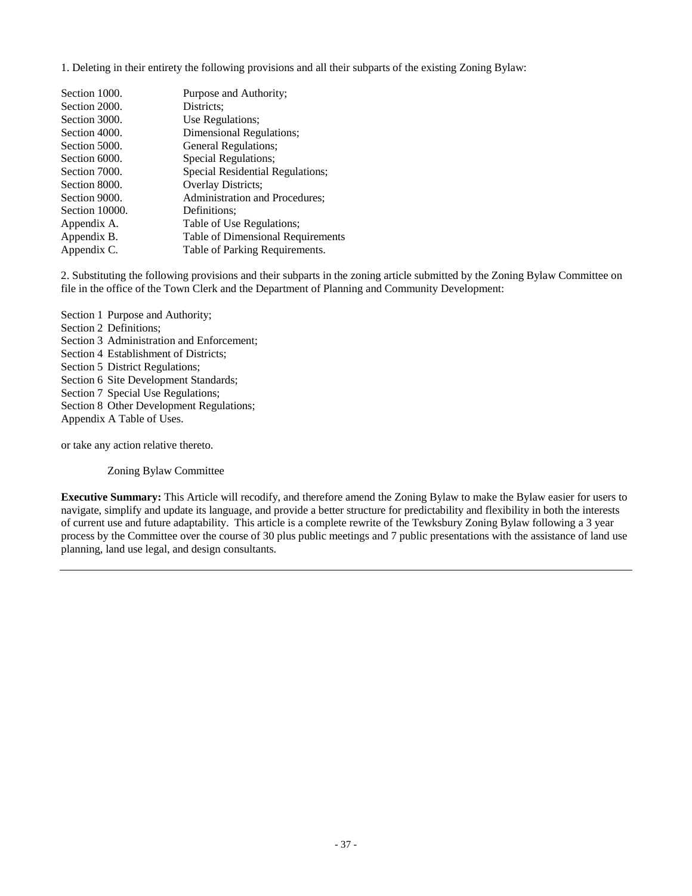1. Deleting in their entirety the following provisions and all their subparts of the existing Zoning Bylaw:

| | |
|---|---|
| Section 1000. | Purpose and Authority; |
| Section 2000. | Districts; |
| Section 3000. | Use Regulations; |
| Section 4000. | Dimensional Regulations; |
| Section 5000. | General Regulations; |
| Section 6000. | Special Regulations; |
| Section 7000. | Special Residential Regulations; |
| Section 8000. | Overlay Districts; |
| Section 9000. | Administration and Procedures; |
| Section 10000. | Definitions; |
| Appendix A. | Table of Use Regulations; |
| Appendix B. | Table of Dimensional Requirements |
| Appendix C. | Table of Parking Requirements. |

2. Substituting the following provisions and their subparts in the zoning article submitted by the Zoning Bylaw Committee on file in the office of the Town Clerk and the Department of Planning and Community Development:

Section 1 Purpose and Authority;
Section 2 Definitions;
Section 3 Administration and Enforcement;
Section 4 Establishment of Districts;
Section 5 District Regulations;
Section 6 Site Development Standards;
Section 7 Special Use Regulations;
Section 8 Other Development Regulations;
Appendix A Table of Uses.

or take any action relative thereto.

Zoning Bylaw Committee

**Executive Summary:** This Article will recodify, and therefore amend the Zoning Bylaw to make the Bylaw easier for users to navigate, simplify and update its language, and provide a better structure for predictability and flexibility in both the interests of current use and future adaptability. This article is a complete rewrite of the Tewksbury Zoning Bylaw following a 3 year process by the Committee over the course of 30 plus public meetings and 7 public presentations with the assistance of land use planning, land use legal, and design consultants.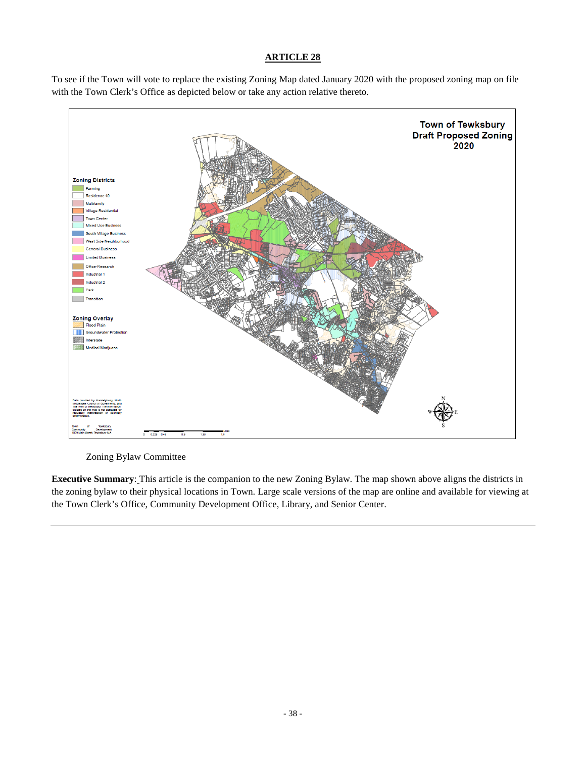## ARTICLE 28

To see if the Town will vote to replace the existing Zoning Map dated January 2020 with the proposed zoning map on file with the Town Clerk's Office as depicted below or take any action relative thereto.

Town of Tewksbury
Draft Proposed Zoning
2020

Zoning Districts
Farming
Residence 40
Multifamily
Village Residential
Town Center
Mixed Use Business
South Village Business
West Side Neighborhood
General Business
Limited Business
Office-Research
Industrial 1
Industrial 2
Park
Transition

Zoning Overlay
Flood Plain
Groundwater Protection
Interstate
Medical Marijuana

Data provided by MassHighway, North Middlesex Council of Governments, and The Town of Tewksbury. The information depicted on the map is not adequate for regulatory interpretation or boundary determination.

Town of Tewksbury Community Development 1009 Main Street, Tewksbury MA

0 0.225 0.45 0.9 1.35 1.8 Miles

Zoning Bylaw Committee

**Executive Summary**: This article is the companion to the new Zoning Bylaw. The map shown above aligns the districts in the zoning bylaw to their physical locations in Town. Large scale versions of the map are online and available for viewing at the Town Clerk's Office, Community Development Office, Library, and Senior Center.